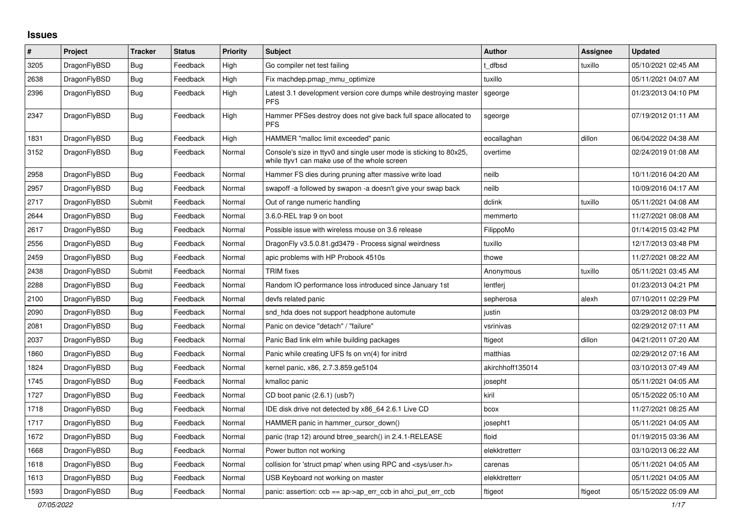# Issues

| # | Project | Tracker | Status | Priority | Subject | Author | Assignee | Updated |
|---|---|---|---|---|---|---|---|---|
| 3205 | DragonFlyBSD | Bug | Feedback | High | Go compiler net test failing | t_dfbsd | tuxillo | 05/10/2021 02:45 AM |
| 2638 | DragonFlyBSD | Bug | Feedback | High | Fix machdep.pmap_mmu_optimize | tuxillo | | 05/11/2021 04:07 AM |
| 2396 | DragonFlyBSD | Bug | Feedback | High | Latest 3.1 development version core dumps while destroying master PFS | sgeorge | | 01/23/2013 04:10 PM |
| 2347 | DragonFlyBSD | Bug | Feedback | High | Hammer PFSes destroy does not give back full space allocated to PFS | sgeorge | | 07/19/2012 01:11 AM |
| 1831 | DragonFlyBSD | Bug | Feedback | High | HAMMER "malloc limit exceeded" panic | eocallaghan | dillon | 06/04/2022 04:38 AM |
| 3152 | DragonFlyBSD | Bug | Feedback | Normal | Console's size in ttyv0 and single user mode is sticking to 80x25, while ttyv1 can make use of the whole screen | overtime | | 02/24/2019 01:08 AM |
| 2958 | DragonFlyBSD | Bug | Feedback | Normal | Hammer FS dies during pruning after massive write load | neilb | | 10/11/2016 04:20 AM |
| 2957 | DragonFlyBSD | Bug | Feedback | Normal | swapoff -a followed by swapon -a doesn't give your swap back | neilb | | 10/09/2016 04:17 AM |
| 2717 | DragonFlyBSD | Submit | Feedback | Normal | Out of range numeric handling | dclink | tuxillo | 05/11/2021 04:08 AM |
| 2644 | DragonFlyBSD | Bug | Feedback | Normal | 3.6.0-REL trap 9 on boot | memmerto | | 11/27/2021 08:08 AM |
| 2617 | DragonFlyBSD | Bug | Feedback | Normal | Possible issue with wireless mouse on 3.6 release | FilippoMo | | 01/14/2015 03:42 PM |
| 2556 | DragonFlyBSD | Bug | Feedback | Normal | DragonFly v3.5.0.81.gd3479 - Process signal weirdness | tuxillo | | 12/17/2013 03:48 PM |
| 2459 | DragonFlyBSD | Bug | Feedback | Normal | apic problems with HP Probook 4510s | thowe | | 11/27/2021 08:22 AM |
| 2438 | DragonFlyBSD | Submit | Feedback | Normal | TRIM fixes | Anonymous | tuxillo | 05/11/2021 03:45 AM |
| 2288 | DragonFlyBSD | Bug | Feedback | Normal | Random IO performance loss introduced since January 1st | lentferj | | 01/23/2013 04:21 PM |
| 2100 | DragonFlyBSD | Bug | Feedback | Normal | devfs related panic | sepherosa | alexh | 07/10/2011 02:29 PM |
| 2090 | DragonFlyBSD | Bug | Feedback | Normal | snd_hda does not support headphone automute | justin | | 03/29/2012 08:03 PM |
| 2081 | DragonFlyBSD | Bug | Feedback | Normal | Panic on device "detach" / "failure" | vsrinivas | | 02/29/2012 07:11 AM |
| 2037 | DragonFlyBSD | Bug | Feedback | Normal | Panic Bad link elm while building packages | ftigeot | dillon | 04/21/2011 07:20 AM |
| 1860 | DragonFlyBSD | Bug | Feedback | Normal | Panic while creating UFS fs on vn(4) for initrd | matthias | | 02/29/2012 07:16 AM |
| 1824 | DragonFlyBSD | Bug | Feedback | Normal | kernel panic, x86, 2.7.3.859.ge5104 | akirchhoff135014 | | 03/10/2013 07:49 AM |
| 1745 | DragonFlyBSD | Bug | Feedback | Normal | kmalloc panic | josepht | | 05/11/2021 04:05 AM |
| 1727 | DragonFlyBSD | Bug | Feedback | Normal | CD boot panic (2.6.1) (usb?) | kiril | | 05/15/2022 05:10 AM |
| 1718 | DragonFlyBSD | Bug | Feedback | Normal | IDE disk drive not detected by x86_64 2.6.1 Live CD | bcox | | 11/27/2021 08:25 AM |
| 1717 | DragonFlyBSD | Bug | Feedback | Normal | HAMMER panic in hammer_cursor_down() | josepht1 | | 05/11/2021 04:05 AM |
| 1672 | DragonFlyBSD | Bug | Feedback | Normal | panic (trap 12) around btree_search() in 2.4.1-RELEASE | floid | | 01/19/2015 03:36 AM |
| 1668 | DragonFlyBSD | Bug | Feedback | Normal | Power button not working | elekktretterr | | 03/10/2013 06:22 AM |
| 1618 | DragonFlyBSD | Bug | Feedback | Normal | collision for 'struct pmap' when using RPC and <sys/user.h> | carenas | | 05/11/2021 04:05 AM |
| 1613 | DragonFlyBSD | Bug | Feedback | Normal | USB Keyboard not working on master | elekktretterr | | 05/11/2021 04:05 AM |
| 1593 | DragonFlyBSD | Bug | Feedback | Normal | panic: assertion: ccb == ap->ap_err_ccb in ahci_put_err_ccb | ftigeot | ftigeot | 05/15/2022 05:09 AM |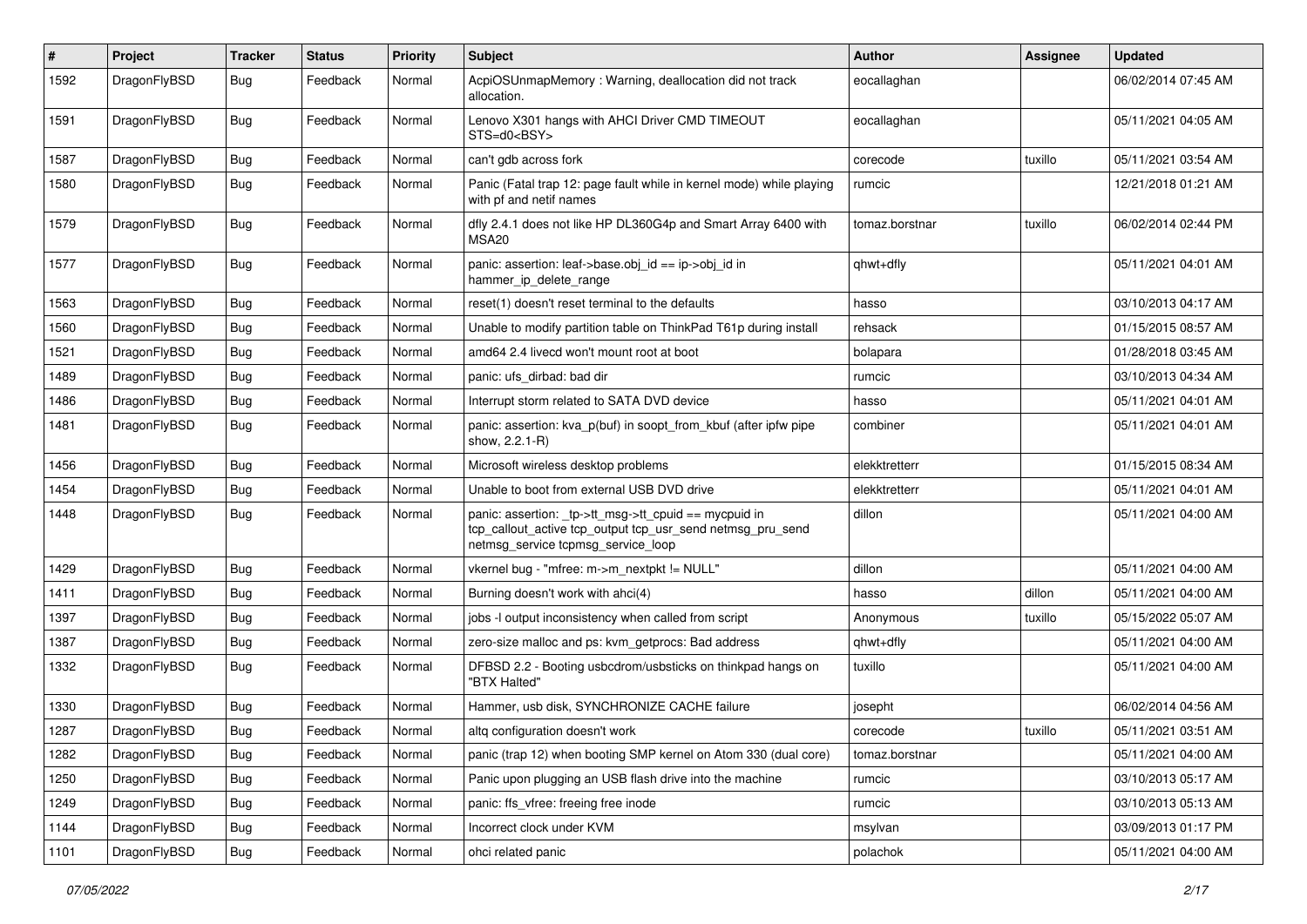| # | Project | Tracker | Status | Priority | Subject | Author | Assignee | Updated |
|---|---|---|---|---|---|---|---|---|
| 1592 | DragonFlyBSD | Bug | Feedback | Normal | AcpiOSUnmapMemory : Warning, deallocation did not track allocation. | eocallaghan | | 06/02/2014 07:45 AM |
| 1591 | DragonFlyBSD | Bug | Feedback | Normal | Lenovo X301 hangs with AHCI Driver CMD TIMEOUT STS=d0<BSY> | eocallaghan | | 05/11/2021 04:05 AM |
| 1587 | DragonFlyBSD | Bug | Feedback | Normal | can't gdb across fork | corecode | tuxillo | 05/11/2021 03:54 AM |
| 1580 | DragonFlyBSD | Bug | Feedback | Normal | Panic (Fatal trap 12: page fault while in kernel mode) while playing with pf and netif names | rumcic | | 12/21/2018 01:21 AM |
| 1579 | DragonFlyBSD | Bug | Feedback | Normal | dfly 2.4.1 does not like HP DL360G4p and Smart Array 6400 with MSA20 | tomaz.borstnar | tuxillo | 06/02/2014 02:44 PM |
| 1577 | DragonFlyBSD | Bug | Feedback | Normal | panic: assertion: leaf->base.obj_id == ip->obj_id in hammer_ip_delete_range | qhwt+dfly | | 05/11/2021 04:01 AM |
| 1563 | DragonFlyBSD | Bug | Feedback | Normal | reset(1) doesn't reset terminal to the defaults | hasso | | 03/10/2013 04:17 AM |
| 1560 | DragonFlyBSD | Bug | Feedback | Normal | Unable to modify partition table on ThinkPad T61p during install | rehsack | | 01/15/2015 08:57 AM |
| 1521 | DragonFlyBSD | Bug | Feedback | Normal | amd64 2.4 livecd won't mount root at boot | bolapara | | 01/28/2018 03:45 AM |
| 1489 | DragonFlyBSD | Bug | Feedback | Normal | panic: ufs_dirbad: bad dir | rumcic | | 03/10/2013 04:34 AM |
| 1486 | DragonFlyBSD | Bug | Feedback | Normal | Interrupt storm related to SATA DVD device | hasso | | 05/11/2021 04:01 AM |
| 1481 | DragonFlyBSD | Bug | Feedback | Normal | panic: assertion: kva_p(buf) in soopt_from_kbuf (after ipfw pipe show, 2.2.1-R) | combiner | | 05/11/2021 04:01 AM |
| 1456 | DragonFlyBSD | Bug | Feedback | Normal | Microsoft wireless desktop problems | elekktretterr | | 01/15/2015 08:34 AM |
| 1454 | DragonFlyBSD | Bug | Feedback | Normal | Unable to boot from external USB DVD drive | elekktretterr | | 05/11/2021 04:01 AM |
| 1448 | DragonFlyBSD | Bug | Feedback | Normal | panic: assertion: _tp->tt_msg->tt_cpuid == mycpuid in tcp_callout_active tcp_output tcp_usr_send netmsg_pru_send netmsg_service tcpmsg_service_loop | dillon | | 05/11/2021 04:00 AM |
| 1429 | DragonFlyBSD | Bug | Feedback | Normal | vkernel bug - "mfree: m->m_nextpkt != NULL" | dillon | | 05/11/2021 04:00 AM |
| 1411 | DragonFlyBSD | Bug | Feedback | Normal | Burning doesn't work with ahci(4) | hasso | dillon | 05/11/2021 04:00 AM |
| 1397 | DragonFlyBSD | Bug | Feedback | Normal | jobs -l output inconsistency when called from script | Anonymous | tuxillo | 05/15/2022 05:07 AM |
| 1387 | DragonFlyBSD | Bug | Feedback | Normal | zero-size malloc and ps: kvm_getprocs: Bad address | qhwt+dfly | | 05/11/2021 04:00 AM |
| 1332 | DragonFlyBSD | Bug | Feedback | Normal | DFBSD 2.2 - Booting usbcdrom/usbsticks on thinkpad hangs on "BTX Halted" | tuxillo | | 05/11/2021 04:00 AM |
| 1330 | DragonFlyBSD | Bug | Feedback | Normal | Hammer, usb disk, SYNCHRONIZE CACHE failure | josepht | | 06/02/2014 04:56 AM |
| 1287 | DragonFlyBSD | Bug | Feedback | Normal | altq configuration doesn't work | corecode | tuxillo | 05/11/2021 03:51 AM |
| 1282 | DragonFlyBSD | Bug | Feedback | Normal | panic (trap 12) when booting SMP kernel on Atom 330 (dual core) | tomaz.borstnar | | 05/11/2021 04:00 AM |
| 1250 | DragonFlyBSD | Bug | Feedback | Normal | Panic upon plugging an USB flash drive into the machine | rumcic | | 03/10/2013 05:17 AM |
| 1249 | DragonFlyBSD | Bug | Feedback | Normal | panic: ffs_vfree: freeing free inode | rumcic | | 03/10/2013 05:13 AM |
| 1144 | DragonFlyBSD | Bug | Feedback | Normal | Incorrect clock under KVM | msylvan | | 03/09/2013 01:17 PM |
| 1101 | DragonFlyBSD | Bug | Feedback | Normal | ohci related panic | polachok | | 05/11/2021 04:00 AM |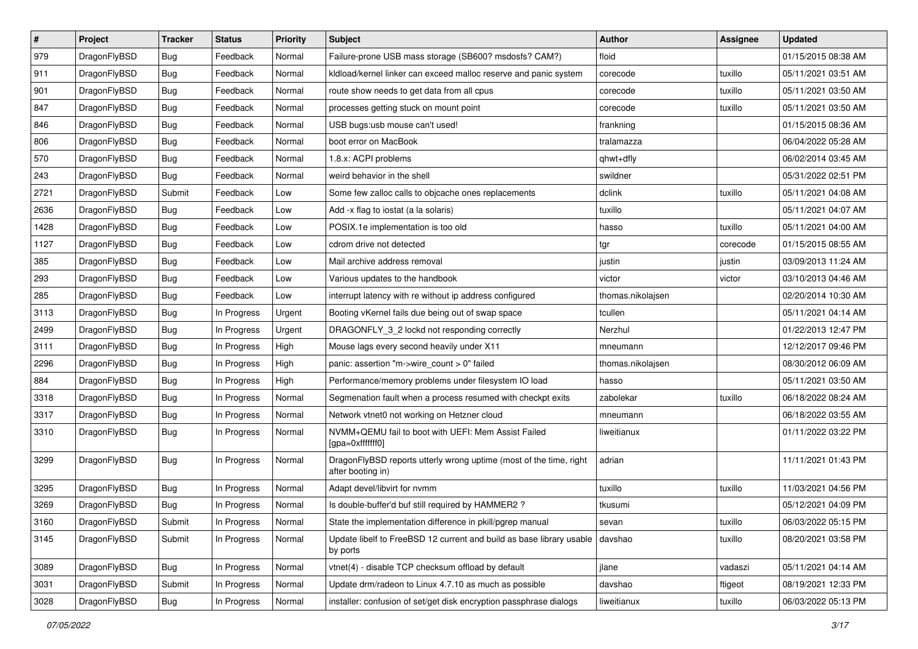| # | Project | Tracker | Status | Priority | Subject | Author | Assignee | Updated |
|---|---|---|---|---|---|---|---|---|
| 979 | DragonFlyBSD | Bug | Feedback | Normal | Failure-prone USB mass storage (SB600? msdosfs? CAM?) | floid | | 01/15/2015 08:38 AM |
| 911 | DragonFlyBSD | Bug | Feedback | Normal | kldload/kernel linker can exceed malloc reserve and panic system | corecode | tuxillo | 05/11/2021 03:51 AM |
| 901 | DragonFlyBSD | Bug | Feedback | Normal | route show needs to get data from all cpus | corecode | tuxillo | 05/11/2021 03:50 AM |
| 847 | DragonFlyBSD | Bug | Feedback | Normal | processes getting stuck on mount point | corecode | tuxillo | 05/11/2021 03:50 AM |
| 846 | DragonFlyBSD | Bug | Feedback | Normal | USB bugs:usb mouse can't used! | frankning | | 01/15/2015 08:36 AM |
| 806 | DragonFlyBSD | Bug | Feedback | Normal | boot error on MacBook | tralamazza | | 06/04/2022 05:28 AM |
| 570 | DragonFlyBSD | Bug | Feedback | Normal | 1.8.x: ACPI problems | qhwt+dfly | | 06/02/2014 03:45 AM |
| 243 | DragonFlyBSD | Bug | Feedback | Normal | weird behavior in the shell | swildner | | 05/31/2022 02:51 PM |
| 2721 | DragonFlyBSD | Submit | Feedback | Low | Some few zalloc calls to objcache ones replacements | dclink | tuxillo | 05/11/2021 04:08 AM |
| 2636 | DragonFlyBSD | Bug | Feedback | Low | Add -x flag to iostat (a la solaris) | tuxillo | | 05/11/2021 04:07 AM |
| 1428 | DragonFlyBSD | Bug | Feedback | Low | POSIX.1e implementation is too old | hasso | tuxillo | 05/11/2021 04:00 AM |
| 1127 | DragonFlyBSD | Bug | Feedback | Low | cdrom drive not detected | tgr | corecode | 01/15/2015 08:55 AM |
| 385 | DragonFlyBSD | Bug | Feedback | Low | Mail archive address removal | justin | justin | 03/09/2013 11:24 AM |
| 293 | DragonFlyBSD | Bug | Feedback | Low | Various updates to the handbook | victor | victor | 03/10/2013 04:46 AM |
| 285 | DragonFlyBSD | Bug | Feedback | Low | interrupt latency with re without ip address configured | thomas.nikolajsen | | 02/20/2014 10:30 AM |
| 3113 | DragonFlyBSD | Bug | In Progress | Urgent | Booting vKernel fails due being out of swap space | tcullen | | 05/11/2021 04:14 AM |
| 2499 | DragonFlyBSD | Bug | In Progress | Urgent | DRAGONFLY_3_2 lockd not responding correctly | Nerzhul | | 01/22/2013 12:47 PM |
| 3111 | DragonFlyBSD | Bug | In Progress | High | Mouse lags every second heavily under X11 | mneumann | | 12/12/2017 09:46 PM |
| 2296 | DragonFlyBSD | Bug | In Progress | High | panic: assertion "m->wire_count > 0" failed | thomas.nikolajsen | | 08/30/2012 06:09 AM |
| 884 | DragonFlyBSD | Bug | In Progress | High | Performance/memory problems under filesystem IO load | hasso | | 05/11/2021 03:50 AM |
| 3318 | DragonFlyBSD | Bug | In Progress | Normal | Segmenation fault when a process resumed with checkpt exits | zabolekar | tuxillo | 06/18/2022 08:24 AM |
| 3317 | DragonFlyBSD | Bug | In Progress | Normal | Network vtnet0 not working on Hetzner cloud | mneumann | | 06/18/2022 03:55 AM |
| 3310 | DragonFlyBSD | Bug | In Progress | Normal | NVMM+QEMU fail to boot with UEFI: Mem Assist Failed [gpa=0xfffffff0] | liweitianux | | 01/11/2022 03:22 PM |
| 3299 | DragonFlyBSD | Bug | In Progress | Normal | DragonFlyBSD reports utterly wrong uptime (most of the time, right after booting in) | adrian | | 11/11/2021 01:43 PM |
| 3295 | DragonFlyBSD | Bug | In Progress | Normal | Adapt devel/libvirt for nvmm | tuxillo | tuxillo | 11/03/2021 04:56 PM |
| 3269 | DragonFlyBSD | Bug | In Progress | Normal | Is double-buffer'd buf still required by HAMMER2 ? | tkusumi | | 05/12/2021 04:09 PM |
| 3160 | DragonFlyBSD | Submit | In Progress | Normal | State the implementation difference in pkill/pgrep manual | sevan | tuxillo | 06/03/2022 05:15 PM |
| 3145 | DragonFlyBSD | Submit | In Progress | Normal | Update libelf to FreeBSD 12 current and build as base library usable by ports | davshao | tuxillo | 08/20/2021 03:58 PM |
| 3089 | DragonFlyBSD | Bug | In Progress | Normal | vtnet(4) - disable TCP checksum offload by default | jlane | vadaszi | 05/11/2021 04:14 AM |
| 3031 | DragonFlyBSD | Submit | In Progress | Normal | Update drm/radeon to Linux 4.7.10 as much as possible | davshao | ftigeot | 08/19/2021 12:33 PM |
| 3028 | DragonFlyBSD | Bug | In Progress | Normal | installer: confusion of set/get disk encryption passphrase dialogs | liweitianux | tuxillo | 06/03/2022 05:13 PM |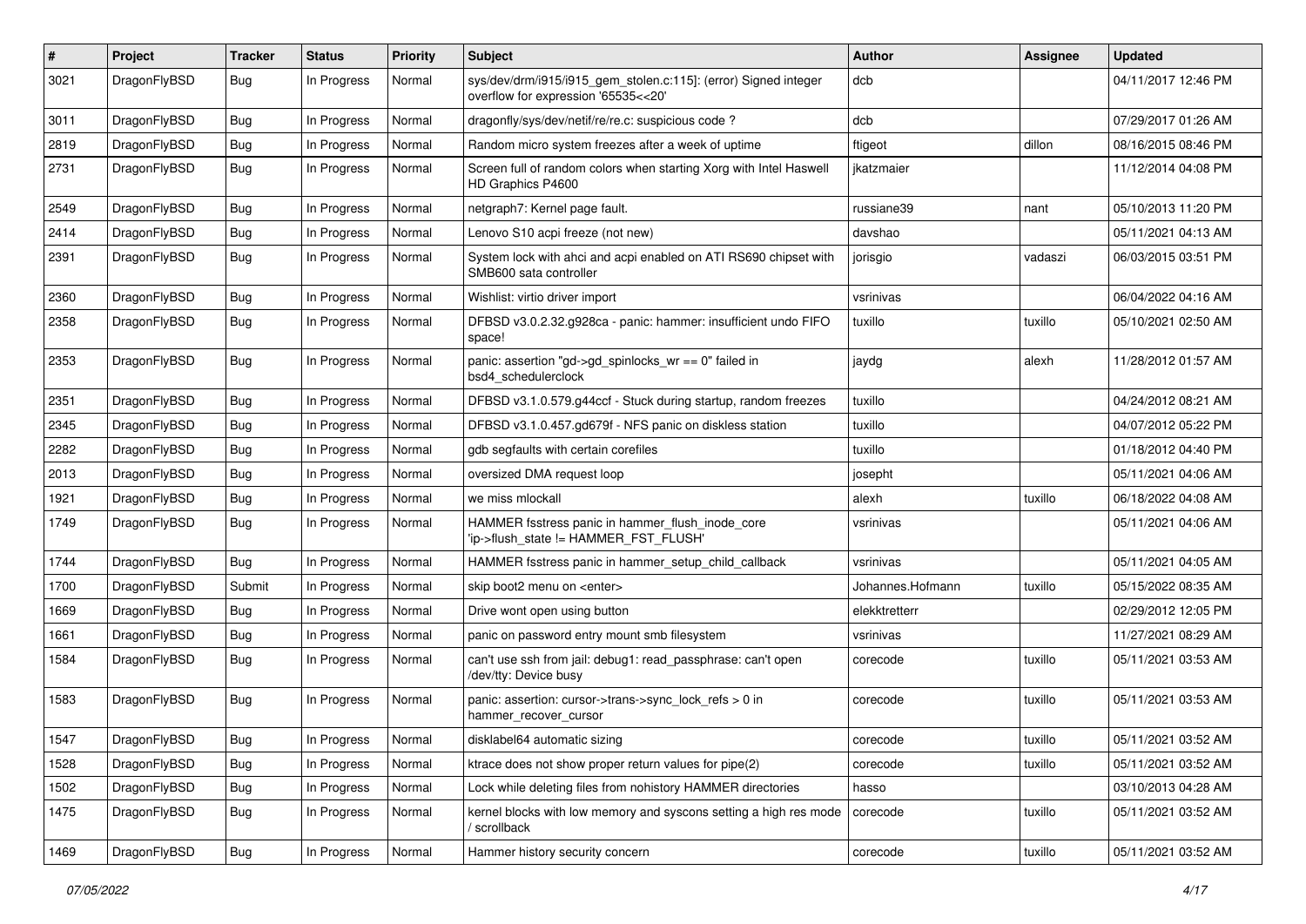| # | Project | Tracker | Status | Priority | Subject | Author | Assignee | Updated |
|---|---|---|---|---|---|---|---|---|
| 3021 | DragonFlyBSD | Bug | In Progress | Normal | sys/dev/drm/i915/i915_gem_stolen.c:115]: (error) Signed integer overflow for expression '65535<<20' | dcb | | 04/11/2017 12:46 PM |
| 3011 | DragonFlyBSD | Bug | In Progress | Normal | dragonfly/sys/dev/netif/re/re.c: suspicious code ? | dcb | | 07/29/2017 01:26 AM |
| 2819 | DragonFlyBSD | Bug | In Progress | Normal | Random micro system freezes after a week of uptime | ftigeot | dillon | 08/16/2015 08:46 PM |
| 2731 | DragonFlyBSD | Bug | In Progress | Normal | Screen full of random colors when starting Xorg with Intel Haswell HD Graphics P4600 | jkatzmaier | | 11/12/2014 04:08 PM |
| 2549 | DragonFlyBSD | Bug | In Progress | Normal | netgraph7: Kernel page fault. | russiane39 | nant | 05/10/2013 11:20 PM |
| 2414 | DragonFlyBSD | Bug | In Progress | Normal | Lenovo S10 acpi freeze (not new) | davshao | | 05/11/2021 04:13 AM |
| 2391 | DragonFlyBSD | Bug | In Progress | Normal | System lock with ahci and acpi enabled on ATI RS690 chipset with SMB600 sata controller | jorisgio | vadaszi | 06/03/2015 03:51 PM |
| 2360 | DragonFlyBSD | Bug | In Progress | Normal | Wishlist: virtio driver import | vsrinivas | | 06/04/2022 04:16 AM |
| 2358 | DragonFlyBSD | Bug | In Progress | Normal | DFBSD v3.0.2.32.g928ca - panic: hammer: insufficient undo FIFO space! | tuxillo | tuxillo | 05/10/2021 02:50 AM |
| 2353 | DragonFlyBSD | Bug | In Progress | Normal | panic: assertion "gd->gd_spinlocks_wr == 0" failed in bsd4_schedulerclock | jaydg | alexh | 11/28/2012 01:57 AM |
| 2351 | DragonFlyBSD | Bug | In Progress | Normal | DFBSD v3.1.0.579.g44ccf - Stuck during startup, random freezes | tuxillo | | 04/24/2012 08:21 AM |
| 2345 | DragonFlyBSD | Bug | In Progress | Normal | DFBSD v3.1.0.457.gd679f - NFS panic on diskless station | tuxillo | | 04/07/2012 05:22 PM |
| 2282 | DragonFlyBSD | Bug | In Progress | Normal | gdb segfaults with certain corefiles | tuxillo | | 01/18/2012 04:40 PM |
| 2013 | DragonFlyBSD | Bug | In Progress | Normal | oversized DMA request loop | josepht | | 05/11/2021 04:06 AM |
| 1921 | DragonFlyBSD | Bug | In Progress | Normal | we miss mlockall | alexh | tuxillo | 06/18/2022 04:08 AM |
| 1749 | DragonFlyBSD | Bug | In Progress | Normal | HAMMER fsstress panic in hammer_flush_inode_core 'ip->flush_state != HAMMER_FST_FLUSH' | vsrinivas | | 05/11/2021 04:06 AM |
| 1744 | DragonFlyBSD | Bug | In Progress | Normal | HAMMER fsstress panic in hammer_setup_child_callback | vsrinivas | | 05/11/2021 04:05 AM |
| 1700 | DragonFlyBSD | Submit | In Progress | Normal | skip boot2 menu on <enter> | Johannes.Hofmann | tuxillo | 05/15/2022 08:35 AM |
| 1669 | DragonFlyBSD | Bug | In Progress | Normal | Drive wont open using button | elekktretterr | | 02/29/2012 12:05 PM |
| 1661 | DragonFlyBSD | Bug | In Progress | Normal | panic on password entry mount smb filesystem | vsrinivas | | 11/27/2021 08:29 AM |
| 1584 | DragonFlyBSD | Bug | In Progress | Normal | can't use ssh from jail: debug1: read_passphrase: can't open /dev/tty: Device busy | corecode | tuxillo | 05/11/2021 03:53 AM |
| 1583 | DragonFlyBSD | Bug | In Progress | Normal | panic: assertion: cursor->trans->sync_lock_refs > 0 in hammer_recover_cursor | corecode | tuxillo | 05/11/2021 03:53 AM |
| 1547 | DragonFlyBSD | Bug | In Progress | Normal | disklabel64 automatic sizing | corecode | tuxillo | 05/11/2021 03:52 AM |
| 1528 | DragonFlyBSD | Bug | In Progress | Normal | ktrace does not show proper return values for pipe(2) | corecode | tuxillo | 05/11/2021 03:52 AM |
| 1502 | DragonFlyBSD | Bug | In Progress | Normal | Lock while deleting files from nohistory HAMMER directories | hasso | | 03/10/2013 04:28 AM |
| 1475 | DragonFlyBSD | Bug | In Progress | Normal | kernel blocks with low memory and syscons setting a high res mode / scrollback | corecode | tuxillo | 05/11/2021 03:52 AM |
| 1469 | DragonFlyBSD | Bug | In Progress | Normal | Hammer history security concern | corecode | tuxillo | 05/11/2021 03:52 AM |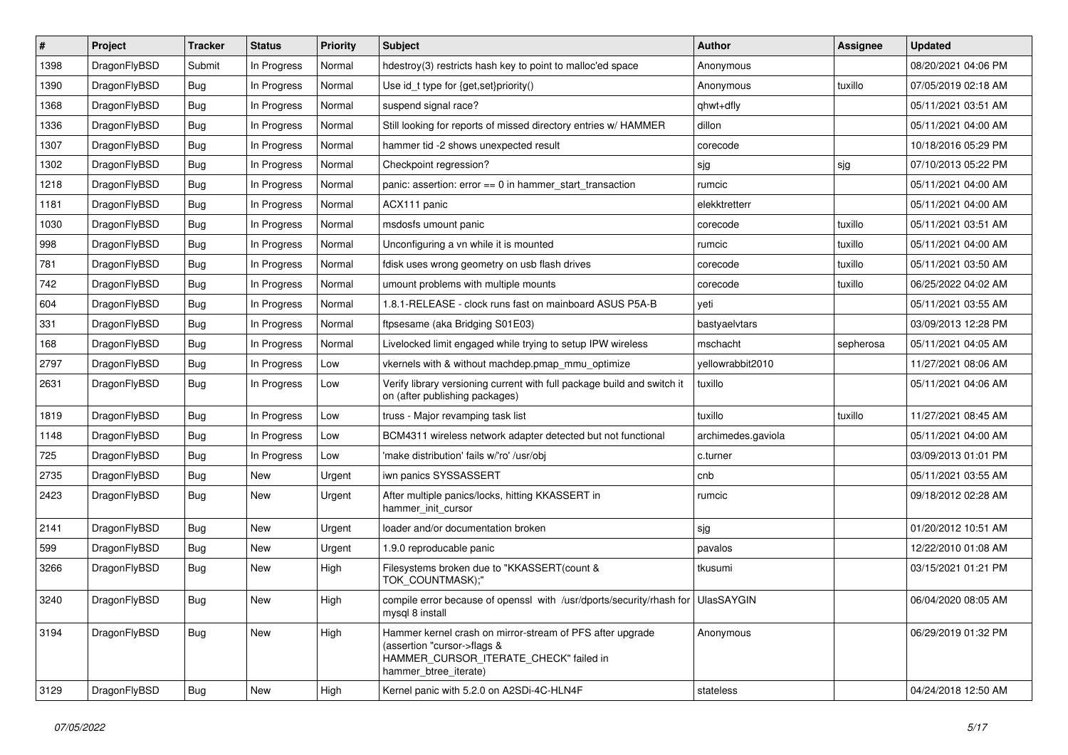| # | Project | Tracker | Status | Priority | Subject | Author | Assignee | Updated |
|---|---|---|---|---|---|---|---|---|
| 1398 | DragonFlyBSD | Submit | In Progress | Normal | hdestroy(3) restricts hash key to point to malloc'ed space | Anonymous | | 08/20/2021 04:06 PM |
| 1390 | DragonFlyBSD | Bug | In Progress | Normal | Use id_t type for {get,set}priority() | Anonymous | tuxillo | 07/05/2019 02:18 AM |
| 1368 | DragonFlyBSD | Bug | In Progress | Normal | suspend signal race? | qhwt+dfly | | 05/11/2021 03:51 AM |
| 1336 | DragonFlyBSD | Bug | In Progress | Normal | Still looking for reports of missed directory entries w/ HAMMER | dillon | | 05/11/2021 04:00 AM |
| 1307 | DragonFlyBSD | Bug | In Progress | Normal | hammer tid -2 shows unexpected result | corecode | | 10/18/2016 05:29 PM |
| 1302 | DragonFlyBSD | Bug | In Progress | Normal | Checkpoint regression? | sjg | sjg | 07/10/2013 05:22 PM |
| 1218 | DragonFlyBSD | Bug | In Progress | Normal | panic: assertion: error == 0 in hammer_start_transaction | rumcic | | 05/11/2021 04:00 AM |
| 1181 | DragonFlyBSD | Bug | In Progress | Normal | ACX111 panic | elekktretterr | | 05/11/2021 04:00 AM |
| 1030 | DragonFlyBSD | Bug | In Progress | Normal | msdosfs umount panic | corecode | tuxillo | 05/11/2021 03:51 AM |
| 998 | DragonFlyBSD | Bug | In Progress | Normal | Unconfiguring a vn while it is mounted | rumcic | tuxillo | 05/11/2021 04:00 AM |
| 781 | DragonFlyBSD | Bug | In Progress | Normal | fdisk uses wrong geometry on usb flash drives | corecode | tuxillo | 05/11/2021 03:50 AM |
| 742 | DragonFlyBSD | Bug | In Progress | Normal | umount problems with multiple mounts | corecode | tuxillo | 06/25/2022 04:02 AM |
| 604 | DragonFlyBSD | Bug | In Progress | Normal | 1.8.1-RELEASE - clock runs fast on mainboard ASUS P5A-B | yeti | | 05/11/2021 03:55 AM |
| 331 | DragonFlyBSD | Bug | In Progress | Normal | ftpsesame (aka Bridging S01E03) | bastyaelvtars | | 03/09/2013 12:28 PM |
| 168 | DragonFlyBSD | Bug | In Progress | Normal | Livelocked limit engaged while trying to setup IPW wireless | mschacht | sepherosa | 05/11/2021 04:05 AM |
| 2797 | DragonFlyBSD | Bug | In Progress | Low | vkernels with & without machdep.pmap_mmu_optimize | yellowrabbit2010 | | 11/27/2021 08:06 AM |
| 2631 | DragonFlyBSD | Bug | In Progress | Low | Verify library versioning current with full package build and switch it on (after publishing packages) | tuxillo | | 05/11/2021 04:06 AM |
| 1819 | DragonFlyBSD | Bug | In Progress | Low | truss - Major revamping task list | tuxillo | tuxillo | 11/27/2021 08:45 AM |
| 1148 | DragonFlyBSD | Bug | In Progress | Low | BCM4311 wireless network adapter detected but not functional | archimedes.gaviola | | 05/11/2021 04:00 AM |
| 725 | DragonFlyBSD | Bug | In Progress | Low | 'make distribution' fails w/'ro' /usr/obj | c.turner | | 03/09/2013 01:01 PM |
| 2735 | DragonFlyBSD | Bug | New | Urgent | iwn panics SYSSASSERT | cnb | | 05/11/2021 03:55 AM |
| 2423 | DragonFlyBSD | Bug | New | Urgent | After multiple panics/locks, hitting KKASSERT in hammer_init_cursor | rumcic | | 09/18/2012 02:28 AM |
| 2141 | DragonFlyBSD | Bug | New | Urgent | loader and/or documentation broken | sjg | | 01/20/2012 10:51 AM |
| 599 | DragonFlyBSD | Bug | New | Urgent | 1.9.0 reproducable panic | pavalos | | 12/22/2010 01:08 AM |
| 3266 | DragonFlyBSD | Bug | New | High | Filesystems broken due to "KKASSERT(count & TOK_COUNTMASK);" | tkusumi | | 03/15/2021 01:21 PM |
| 3240 | DragonFlyBSD | Bug | New | High | compile error because of openssl with /usr/dports/security/rhash for mysql 8 install | UlasSAYGIN | | 06/04/2020 08:05 AM |
| 3194 | DragonFlyBSD | Bug | New | High | Hammer kernel crash on mirror-stream of PFS after upgrade (assertion "cursor->flags & HAMMER_CURSOR_ITERATE_CHECK" failed in hammer_btree_iterate) | Anonymous | | 06/29/2019 01:32 PM |
| 3129 | DragonFlyBSD | Bug | New | High | Kernel panic with 5.2.0 on A2SDi-4C-HLN4F | stateless | | 04/24/2018 12:50 AM |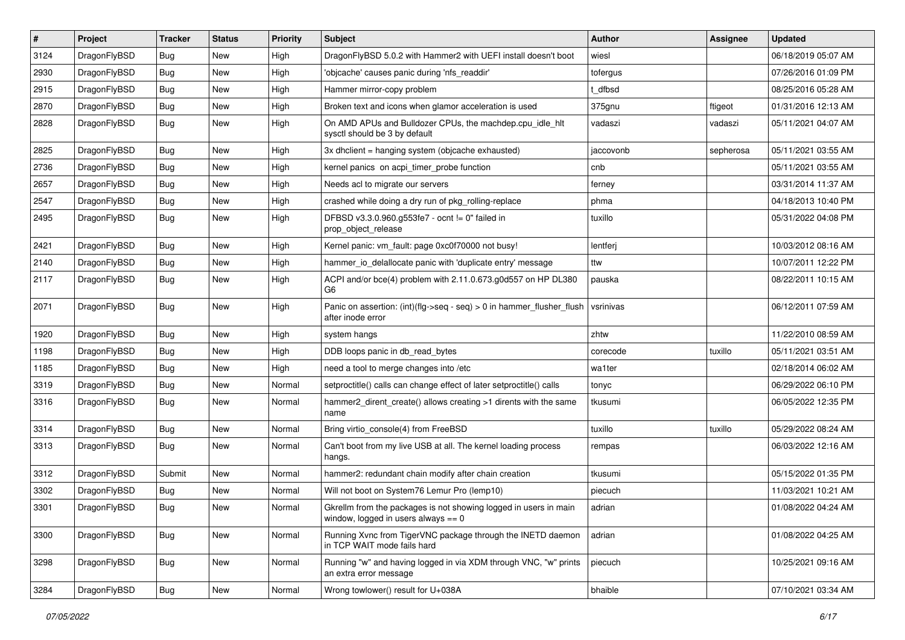| # | Project | Tracker | Status | Priority | Subject | Author | Assignee | Updated |
|---|---|---|---|---|---|---|---|---|
| 3124 | DragonFlyBSD | Bug | New | High | DragonFlyBSD 5.0.2 with Hammer2 with UEFI install doesn't boot | wiesl | | 06/18/2019 05:07 AM |
| 2930 | DragonFlyBSD | Bug | New | High | 'objcache' causes panic during 'nfs_readdir' | tofergus | | 07/26/2016 01:09 PM |
| 2915 | DragonFlyBSD | Bug | New | High | Hammer mirror-copy problem | t_dfbsd | | 08/25/2016 05:28 AM |
| 2870 | DragonFlyBSD | Bug | New | High | Broken text and icons when glamor acceleration is used | 375gnu | ftigeot | 01/31/2016 12:13 AM |
| 2828 | DragonFlyBSD | Bug | New | High | On AMD APUs and Bulldozer CPUs, the machdep.cpu_idle_hlt sysctl should be 3 by default | vadaszi | vadaszi | 05/11/2021 04:07 AM |
| 2825 | DragonFlyBSD | Bug | New | High | 3x dhclient = hanging system (objcache exhausted) | jaccovonb | sepherosa | 05/11/2021 03:55 AM |
| 2736 | DragonFlyBSD | Bug | New | High | kernel panics on acpi_timer_probe function | cnb | | 05/11/2021 03:55 AM |
| 2657 | DragonFlyBSD | Bug | New | High | Needs acl to migrate our servers | ferney | | 03/31/2014 11:37 AM |
| 2547 | DragonFlyBSD | Bug | New | High | crashed while doing a dry run of pkg_rolling-replace | phma | | 04/18/2013 10:40 PM |
| 2495 | DragonFlyBSD | Bug | New | High | DFBSD v3.3.0.960.g553fe7 - ocnt != 0" failed in prop_object_release | tuxillo | | 05/31/2022 04:08 PM |
| 2421 | DragonFlyBSD | Bug | New | High | Kernel panic: vm_fault: page 0xc0f70000 not busy! | lentferj | | 10/03/2012 08:16 AM |
| 2140 | DragonFlyBSD | Bug | New | High | hammer_io_delallocate panic with 'duplicate entry' message | ttw | | 10/07/2011 12:22 PM |
| 2117 | DragonFlyBSD | Bug | New | High | ACPI and/or bce(4) problem with 2.11.0.673.g0d557 on HP DL380 G6 | pauska | | 08/22/2011 10:15 AM |
| 2071 | DragonFlyBSD | Bug | New | High | Panic on assertion: (int)(flg->seq - seq) > 0 in hammer_flusher_flush after inode error | vsrinivas | | 06/12/2011 07:59 AM |
| 1920 | DragonFlyBSD | Bug | New | High | system hangs | zhtw | | 11/22/2010 08:59 AM |
| 1198 | DragonFlyBSD | Bug | New | High | DDB loops panic in db_read_bytes | corecode | tuxillo | 05/11/2021 03:51 AM |
| 1185 | DragonFlyBSD | Bug | New | High | need a tool to merge changes into /etc | wa1ter | | 02/18/2014 06:02 AM |
| 3319 | DragonFlyBSD | Bug | New | Normal | setproctitle() calls can change effect of later setproctitle() calls | tonyc | | 06/29/2022 06:10 PM |
| 3316 | DragonFlyBSD | Bug | New | Normal | hammer2_dirent_create() allows creating >1 dirents with the same name | tkusumi | | 06/05/2022 12:35 PM |
| 3314 | DragonFlyBSD | Bug | New | Normal | Bring virtio_console(4) from FreeBSD | tuxillo | tuxillo | 05/29/2022 08:24 AM |
| 3313 | DragonFlyBSD | Bug | New | Normal | Can't boot from my live USB at all. The kernel loading process hangs. | rempas | | 06/03/2022 12:16 AM |
| 3312 | DragonFlyBSD | Submit | New | Normal | hammer2: redundant chain modify after chain creation | tkusumi | | 05/15/2022 01:35 PM |
| 3302 | DragonFlyBSD | Bug | New | Normal | Will not boot on System76 Lemur Pro (lemp10) | piecuch | | 11/03/2021 10:21 AM |
| 3301 | DragonFlyBSD | Bug | New | Normal | Gkrellm from the packages is not showing logged in users in main window, logged in users always == 0 | adrian | | 01/08/2022 04:24 AM |
| 3300 | DragonFlyBSD | Bug | New | Normal | Running Xvnc from TigerVNC package through the INETD daemon in TCP WAIT mode fails hard | adrian | | 01/08/2022 04:25 AM |
| 3298 | DragonFlyBSD | Bug | New | Normal | Running "w" and having logged in via XDM through VNC, "w" prints an extra error message | piecuch | | 10/25/2021 09:16 AM |
| 3284 | DragonFlyBSD | Bug | New | Normal | Wrong towlower() result for U+038A | bhaible | | 07/10/2021 03:34 AM |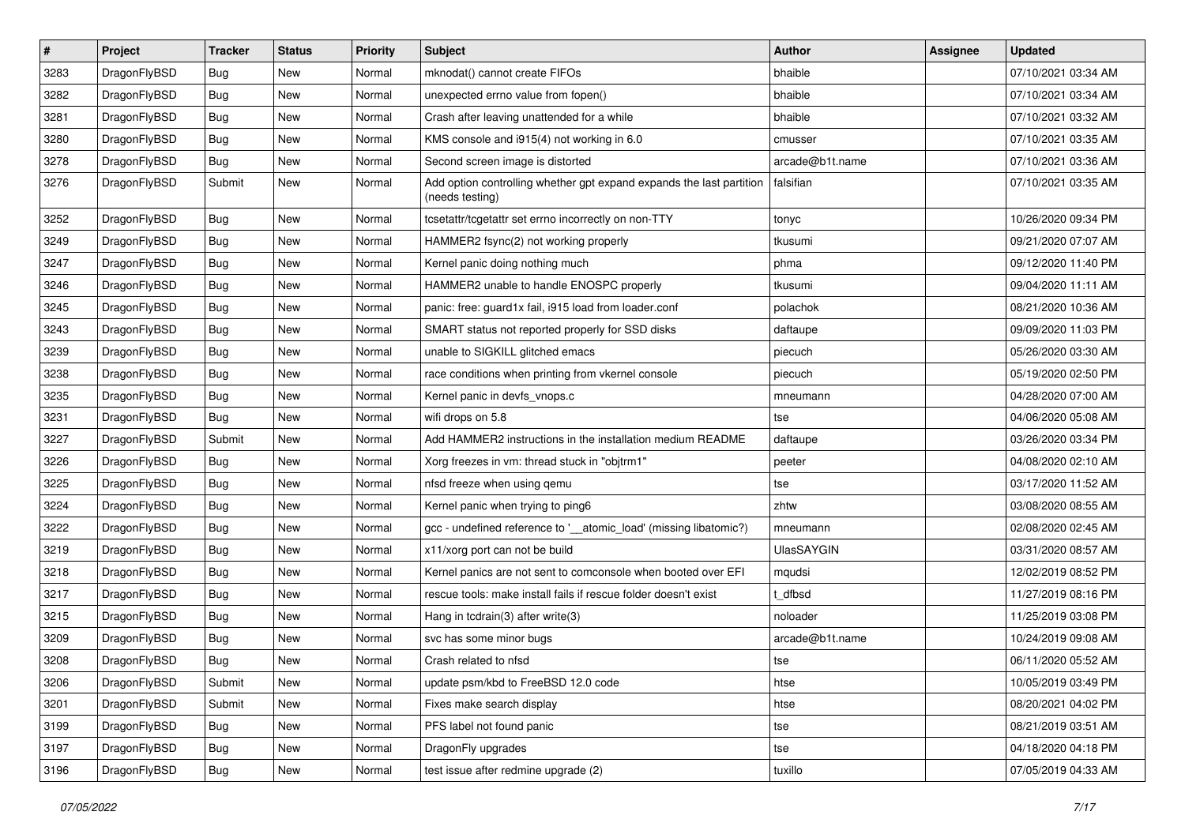| # | Project | Tracker | Status | Priority | Subject | Author | Assignee | Updated |
|---|---|---|---|---|---|---|---|---|
| 3283 | DragonFlyBSD | Bug | New | Normal | mknodat() cannot create FIFOs | bhaible | | 07/10/2021 03:34 AM |
| 3282 | DragonFlyBSD | Bug | New | Normal | unexpected errno value from fopen() | bhaible | | 07/10/2021 03:34 AM |
| 3281 | DragonFlyBSD | Bug | New | Normal | Crash after leaving unattended for a while | bhaible | | 07/10/2021 03:32 AM |
| 3280 | DragonFlyBSD | Bug | New | Normal | KMS console and i915(4) not working in 6.0 | cmusser | | 07/10/2021 03:35 AM |
| 3278 | DragonFlyBSD | Bug | New | Normal | Second screen image is distorted | arcade@b1t.name | | 07/10/2021 03:36 AM |
| 3276 | DragonFlyBSD | Submit | New | Normal | Add option controlling whether gpt expand expands the last partition (needs testing) | falsifian | | 07/10/2021 03:35 AM |
| 3252 | DragonFlyBSD | Bug | New | Normal | tcsetattr/tcgetattr set errno incorrectly on non-TTY | tonyc | | 10/26/2020 09:34 PM |
| 3249 | DragonFlyBSD | Bug | New | Normal | HAMMER2 fsync(2) not working properly | tkusumi | | 09/21/2020 07:07 AM |
| 3247 | DragonFlyBSD | Bug | New | Normal | Kernel panic doing nothing much | phma | | 09/12/2020 11:40 PM |
| 3246 | DragonFlyBSD | Bug | New | Normal | HAMMER2 unable to handle ENOSPC properly | tkusumi | | 09/04/2020 11:11 AM |
| 3245 | DragonFlyBSD | Bug | New | Normal | panic: free: guard1x fail, i915 load from loader.conf | polachok | | 08/21/2020 10:36 AM |
| 3243 | DragonFlyBSD | Bug | New | Normal | SMART status not reported properly for SSD disks | daftaupe | | 09/09/2020 11:03 PM |
| 3239 | DragonFlyBSD | Bug | New | Normal | unable to SIGKILL glitched emacs | piecuch | | 05/26/2020 03:30 AM |
| 3238 | DragonFlyBSD | Bug | New | Normal | race conditions when printing from vkernel console | piecuch | | 05/19/2020 02:50 PM |
| 3235 | DragonFlyBSD | Bug | New | Normal | Kernel panic in devfs_vnops.c | mneumann | | 04/28/2020 07:00 AM |
| 3231 | DragonFlyBSD | Bug | New | Normal | wifi drops on 5.8 | tse | | 04/06/2020 05:08 AM |
| 3227 | DragonFlyBSD | Submit | New | Normal | Add HAMMER2 instructions in the installation medium README | daftaupe | | 03/26/2020 03:34 PM |
| 3226 | DragonFlyBSD | Bug | New | Normal | Xorg freezes in vm: thread stuck in "objtrm1" | peeter | | 04/08/2020 02:10 AM |
| 3225 | DragonFlyBSD | Bug | New | Normal | nfsd freeze when using qemu | tse | | 03/17/2020 11:52 AM |
| 3224 | DragonFlyBSD | Bug | New | Normal | Kernel panic when trying to ping6 | zhtw | | 03/08/2020 08:55 AM |
| 3222 | DragonFlyBSD | Bug | New | Normal | gcc - undefined reference to '__atomic_load' (missing libatomic?) | mneumann | | 02/08/2020 02:45 AM |
| 3219 | DragonFlyBSD | Bug | New | Normal | x11/xorg port can not be build | UlasSAYGIN | | 03/31/2020 08:57 AM |
| 3218 | DragonFlyBSD | Bug | New | Normal | Kernel panics are not sent to comconsole when booted over EFI | mqudsi | | 12/02/2019 08:52 PM |
| 3217 | DragonFlyBSD | Bug | New | Normal | rescue tools: make install fails if rescue folder doesn't exist | t_dfbsd | | 11/27/2019 08:16 PM |
| 3215 | DragonFlyBSD | Bug | New | Normal | Hang in tcdrain(3) after write(3) | noloader | | 11/25/2019 03:08 PM |
| 3209 | DragonFlyBSD | Bug | New | Normal | svc has some minor bugs | arcade@b1t.name | | 10/24/2019 09:08 AM |
| 3208 | DragonFlyBSD | Bug | New | Normal | Crash related to nfsd | tse | | 06/11/2020 05:52 AM |
| 3206 | DragonFlyBSD | Submit | New | Normal | update psm/kbd to FreeBSD 12.0 code | htse | | 10/05/2019 03:49 PM |
| 3201 | DragonFlyBSD | Submit | New | Normal | Fixes make search display | htse | | 08/20/2021 04:02 PM |
| 3199 | DragonFlyBSD | Bug | New | Normal | PFS label not found panic | tse | | 08/21/2019 03:51 AM |
| 3197 | DragonFlyBSD | Bug | New | Normal | DragonFly upgrades | tse | | 04/18/2020 04:18 PM |
| 3196 | DragonFlyBSD | Bug | New | Normal | test issue after redmine upgrade (2) | tuxillo | | 07/05/2019 04:33 AM |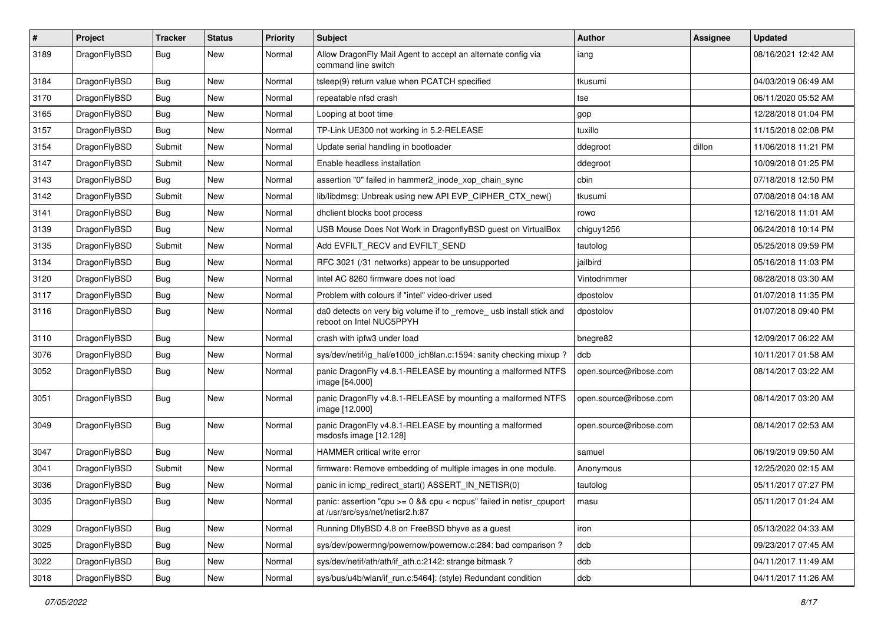| # | Project | Tracker | Status | Priority | Subject | Author | Assignee | Updated |
|---|---|---|---|---|---|---|---|---|
| 3189 | DragonFlyBSD | Bug | New | Normal | Allow DragonFly Mail Agent to accept an alternate config via command line switch | iang | | 08/16/2021 12:42 AM |
| 3184 | DragonFlyBSD | Bug | New | Normal | tsleep(9) return value when PCATCH specified | tkusumi | | 04/03/2019 06:49 AM |
| 3170 | DragonFlyBSD | Bug | New | Normal | repeatable nfsd crash | tse | | 06/11/2020 05:52 AM |
| 3165 | DragonFlyBSD | Bug | New | Normal | Looping at boot time | gop | | 12/28/2018 01:04 PM |
| 3157 | DragonFlyBSD | Bug | New | Normal | TP-Link UE300 not working in 5.2-RELEASE | tuxillo | | 11/15/2018 02:08 PM |
| 3154 | DragonFlyBSD | Submit | New | Normal | Update serial handling in bootloader | ddegroot | dillon | 11/06/2018 11:21 PM |
| 3147 | DragonFlyBSD | Submit | New | Normal | Enable headless installation | ddegroot | | 10/09/2018 01:25 PM |
| 3143 | DragonFlyBSD | Bug | New | Normal | assertion "0" failed in hammer2_inode_xop_chain_sync | cbin | | 07/18/2018 12:50 PM |
| 3142 | DragonFlyBSD | Submit | New | Normal | lib/libdmsg: Unbreak using new API EVP_CIPHER_CTX_new() | tkusumi | | 07/08/2018 04:18 AM |
| 3141 | DragonFlyBSD | Bug | New | Normal | dhclient blocks boot process | rowo | | 12/16/2018 11:01 AM |
| 3139 | DragonFlyBSD | Bug | New | Normal | USB Mouse Does Not Work in DragonflyBSD guest on VirtualBox | chiguy1256 | | 06/24/2018 10:14 PM |
| 3135 | DragonFlyBSD | Submit | New | Normal | Add EVFILT_RECV and EVFILT_SEND | tautolog | | 05/25/2018 09:59 PM |
| 3134 | DragonFlyBSD | Bug | New | Normal | RFC 3021 (/31 networks) appear to be unsupported | jailbird | | 05/16/2018 11:03 PM |
| 3120 | DragonFlyBSD | Bug | New | Normal | Intel AC 8260 firmware does not load | Vintodrimmer | | 08/28/2018 03:30 AM |
| 3117 | DragonFlyBSD | Bug | New | Normal | Problem with colours if "intel" video-driver used | dpostolov | | 01/07/2018 11:35 PM |
| 3116 | DragonFlyBSD | Bug | New | Normal | da0 detects on very big volume if to _remove_ usb install stick and reboot on Intel NUC5PPYH | dpostolov | | 01/07/2018 09:40 PM |
| 3110 | DragonFlyBSD | Bug | New | Normal | crash with ipfw3 under load | bnegre82 | | 12/09/2017 06:22 AM |
| 3076 | DragonFlyBSD | Bug | New | Normal | sys/dev/netif/ig_hal/e1000_ich8lan.c:1594: sanity checking mixup ? | dcb | | 10/11/2017 01:58 AM |
| 3052 | DragonFlyBSD | Bug | New | Normal | panic DragonFly v4.8.1-RELEASE by mounting a malformed NTFS image [64.000] | open.source@ribose.com | | 08/14/2017 03:22 AM |
| 3051 | DragonFlyBSD | Bug | New | Normal | panic DragonFly v4.8.1-RELEASE by mounting a malformed NTFS image [12.000] | open.source@ribose.com | | 08/14/2017 03:20 AM |
| 3049 | DragonFlyBSD | Bug | New | Normal | panic DragonFly v4.8.1-RELEASE by mounting a malformed msdosfs image [12.128] | open.source@ribose.com | | 08/14/2017 02:53 AM |
| 3047 | DragonFlyBSD | Bug | New | Normal | HAMMER critical write error | samuel | | 06/19/2019 09:50 AM |
| 3041 | DragonFlyBSD | Submit | New | Normal | firmware: Remove embedding of multiple images in one module. | Anonymous | | 12/25/2020 02:15 AM |
| 3036 | DragonFlyBSD | Bug | New | Normal | panic in icmp_redirect_start() ASSERT_IN_NETISR(0) | tautolog | | 05/11/2017 07:27 PM |
| 3035 | DragonFlyBSD | Bug | New | Normal | panic: assertion "cpu >= 0 && cpu < ncpus" failed in netisr_cpuport at /usr/src/sys/net/netisr2.h:87 | masu | | 05/11/2017 01:24 AM |
| 3029 | DragonFlyBSD | Bug | New | Normal | Running DflyBSD 4.8 on FreeBSD bhyve as a guest | iron | | 05/13/2022 04:33 AM |
| 3025 | DragonFlyBSD | Bug | New | Normal | sys/dev/powermng/powernow/powernow.c:284: bad comparison ? | dcb | | 09/23/2017 07:45 AM |
| 3022 | DragonFlyBSD | Bug | New | Normal | sys/dev/netif/ath/ath/if_ath.c:2142: strange bitmask ? | dcb | | 04/11/2017 11:49 AM |
| 3018 | DragonFlyBSD | Bug | New | Normal | sys/bus/u4b/wlan/if_run.c:5464]: (style) Redundant condition | dcb | | 04/11/2017 11:26 AM |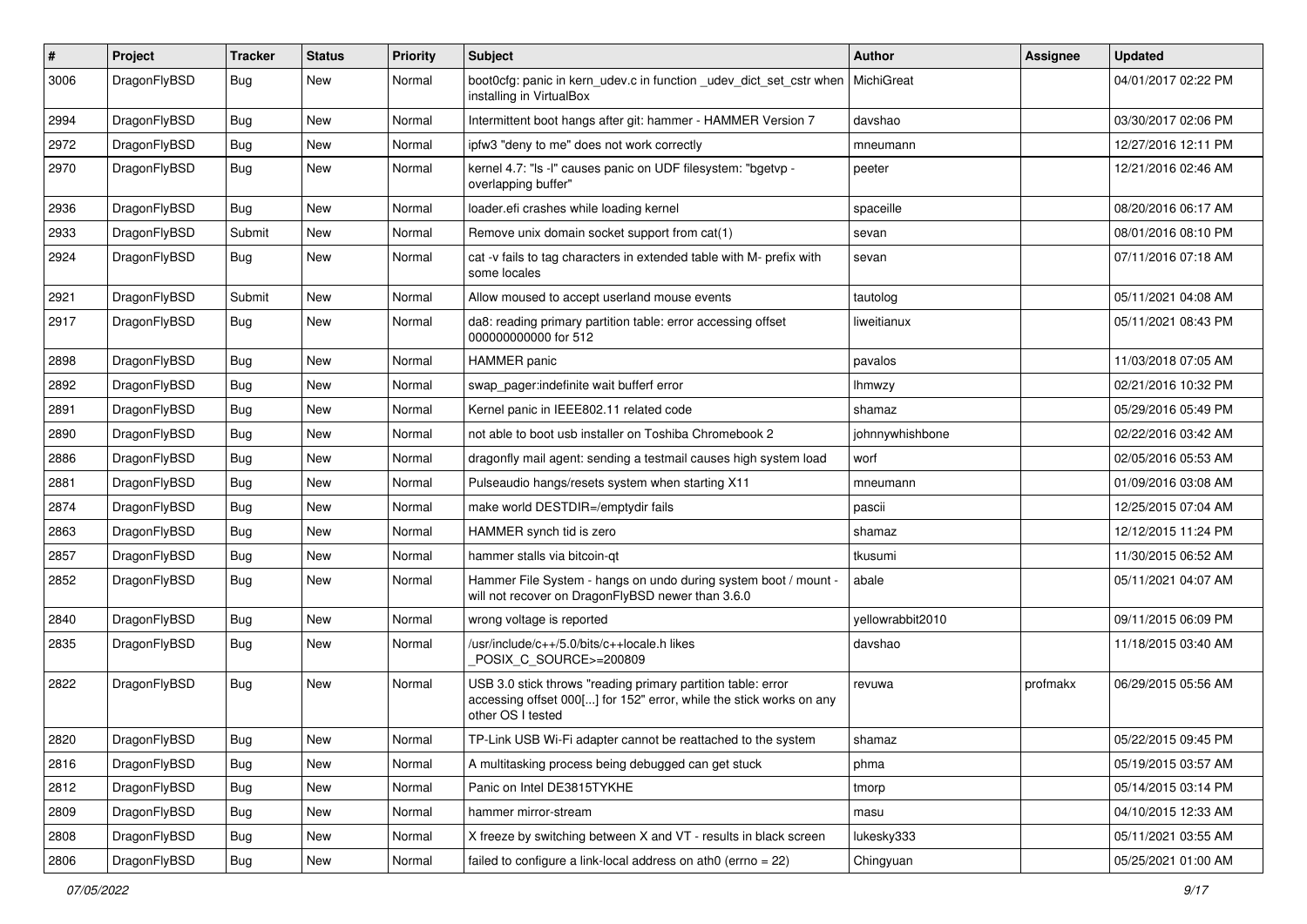| # | Project | Tracker | Status | Priority | Subject | Author | Assignee | Updated |
|---|---|---|---|---|---|---|---|---|
| 3006 | DragonFlyBSD | Bug | New | Normal | boot0cfg: panic in kern_udev.c in function _udev_dict_set_cstr when installing in VirtualBox | MichiGreat | | 04/01/2017 02:22 PM |
| 2994 | DragonFlyBSD | Bug | New | Normal | Intermittent boot hangs after git: hammer - HAMMER Version 7 | davshao | | 03/30/2017 02:06 PM |
| 2972 | DragonFlyBSD | Bug | New | Normal | ipfw3 "deny to me" does not work correctly | mneumann | | 12/27/2016 12:11 PM |
| 2970 | DragonFlyBSD | Bug | New | Normal | kernel 4.7: "ls -l" causes panic on UDF filesystem: "bgetvp - overlapping buffer" | peeter | | 12/21/2016 02:46 AM |
| 2936 | DragonFlyBSD | Bug | New | Normal | loader.efi crashes while loading kernel | spaceille | | 08/20/2016 06:17 AM |
| 2933 | DragonFlyBSD | Submit | New | Normal | Remove unix domain socket support from cat(1) | sevan | | 08/01/2016 08:10 PM |
| 2924 | DragonFlyBSD | Bug | New | Normal | cat -v fails to tag characters in extended table with M- prefix with some locales | sevan | | 07/11/2016 07:18 AM |
| 2921 | DragonFlyBSD | Submit | New | Normal | Allow moused to accept userland mouse events | tautolog | | 05/11/2021 04:08 AM |
| 2917 | DragonFlyBSD | Bug | New | Normal | da8: reading primary partition table: error accessing offset 000000000000 for 512 | liweitianux | | 05/11/2021 08:43 PM |
| 2898 | DragonFlyBSD | Bug | New | Normal | HAMMER panic | pavalos | | 11/03/2018 07:05 AM |
| 2892 | DragonFlyBSD | Bug | New | Normal | swap_pager:indefinite wait bufferf error | lhmwzy | | 02/21/2016 10:32 PM |
| 2891 | DragonFlyBSD | Bug | New | Normal | Kernel panic in IEEE802.11 related code | shamaz | | 05/29/2016 05:49 PM |
| 2890 | DragonFlyBSD | Bug | New | Normal | not able to boot usb installer on Toshiba Chromebook 2 | johnnywhishbone | | 02/22/2016 03:42 AM |
| 2886 | DragonFlyBSD | Bug | New | Normal | dragonfly mail agent: sending a testmail causes high system load | worf | | 02/05/2016 05:53 AM |
| 2881 | DragonFlyBSD | Bug | New | Normal | Pulseaudio hangs/resets system when starting X11 | mneumann | | 01/09/2016 03:08 AM |
| 2874 | DragonFlyBSD | Bug | New | Normal | make world DESTDIR=/emptydir fails | pascii | | 12/25/2015 07:04 AM |
| 2863 | DragonFlyBSD | Bug | New | Normal | HAMMER synch tid is zero | shamaz | | 12/12/2015 11:24 PM |
| 2857 | DragonFlyBSD | Bug | New | Normal | hammer stalls via bitcoin-qt | tkusumi | | 11/30/2015 06:52 AM |
| 2852 | DragonFlyBSD | Bug | New | Normal | Hammer File System - hangs on undo during system boot / mount - will not recover on DragonFlyBSD newer than 3.6.0 | abale | | 05/11/2021 04:07 AM |
| 2840 | DragonFlyBSD | Bug | New | Normal | wrong voltage is reported | yellowrabbit2010 | | 09/11/2015 06:09 PM |
| 2835 | DragonFlyBSD | Bug | New | Normal | /usr/include/c++/5.0/bits/c++locale.h likes _POSIX_C_SOURCE>=200809 | davshao | | 11/18/2015 03:40 AM |
| 2822 | DragonFlyBSD | Bug | New | Normal | USB 3.0 stick throws "reading primary partition table: error accessing offset 000[...] for 152" error, while the stick works on any other OS I tested | revuwa | profmakx | 06/29/2015 05:56 AM |
| 2820 | DragonFlyBSD | Bug | New | Normal | TP-Link USB Wi-Fi adapter cannot be reattached to the system | shamaz | | 05/22/2015 09:45 PM |
| 2816 | DragonFlyBSD | Bug | New | Normal | A multitasking process being debugged can get stuck | phma | | 05/19/2015 03:57 AM |
| 2812 | DragonFlyBSD | Bug | New | Normal | Panic on Intel DE3815TYKHE | tmorp | | 05/14/2015 03:14 PM |
| 2809 | DragonFlyBSD | Bug | New | Normal | hammer mirror-stream | masu | | 04/10/2015 12:33 AM |
| 2808 | DragonFlyBSD | Bug | New | Normal | X freeze by switching between X and VT - results in black screen | lukesky333 | | 05/11/2021 03:55 AM |
| 2806 | DragonFlyBSD | Bug | New | Normal | failed to configure a link-local address on ath0 (errno = 22) | Chingyuan | | 05/25/2021 01:00 AM |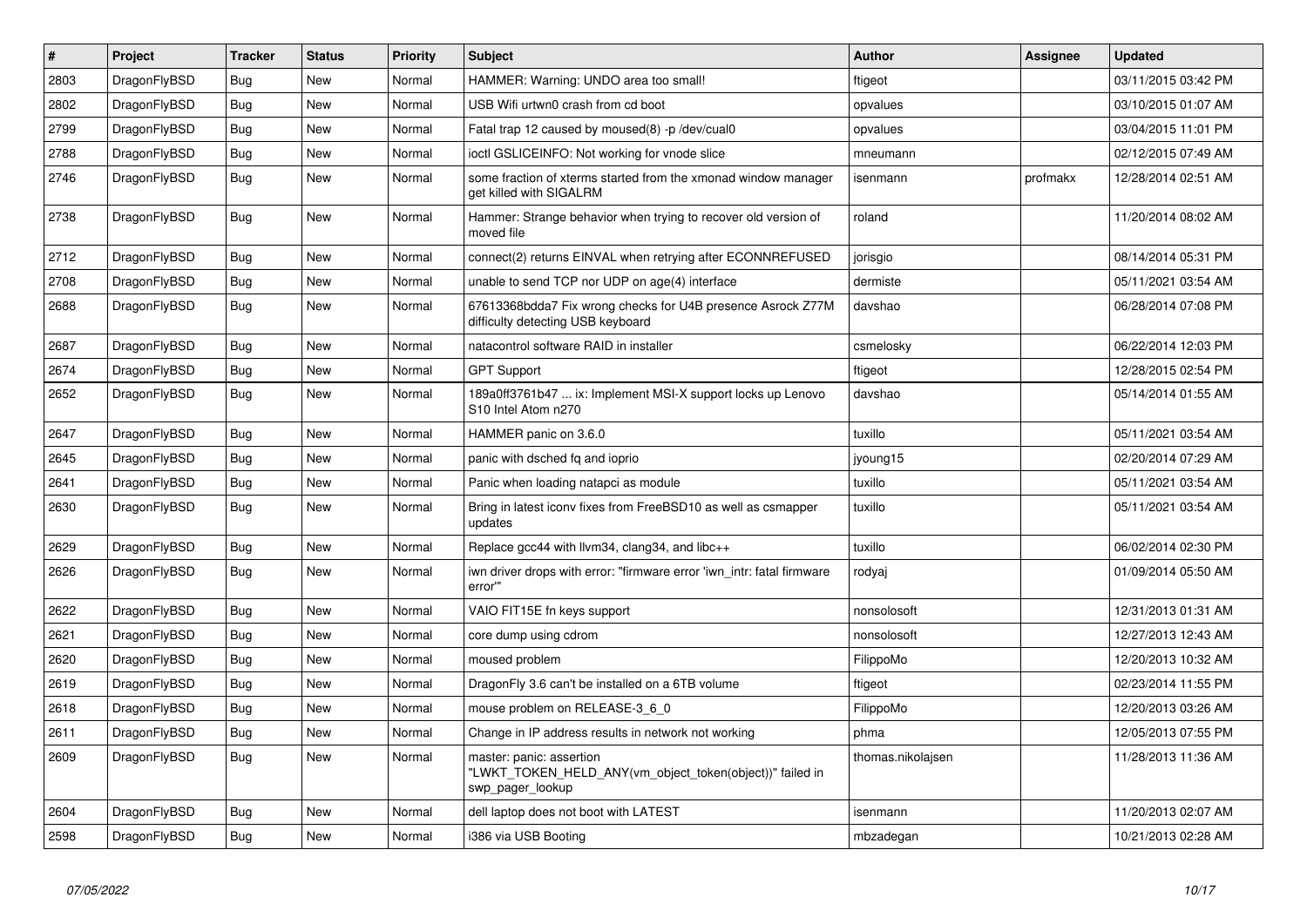| # | Project | Tracker | Status | Priority | Subject | Author | Assignee | Updated |
|---|---|---|---|---|---|---|---|---|
| 2803 | DragonFlyBSD | Bug | New | Normal | HAMMER: Warning: UNDO area too small! | ftigeot | | 03/11/2015 03:42 PM |
| 2802 | DragonFlyBSD | Bug | New | Normal | USB Wifi urtwn0 crash from cd boot | opvalues | | 03/10/2015 01:07 AM |
| 2799 | DragonFlyBSD | Bug | New | Normal | Fatal trap 12 caused by moused(8) -p /dev/cual0 | opvalues | | 03/04/2015 11:01 PM |
| 2788 | DragonFlyBSD | Bug | New | Normal | ioctl GSLICEINFO: Not working for vnode slice | mneumann | | 02/12/2015 07:49 AM |
| 2746 | DragonFlyBSD | Bug | New | Normal | some fraction of xterms started from the xmonad window manager get killed with SIGALRM | isenmann | profmakx | 12/28/2014 02:51 AM |
| 2738 | DragonFlyBSD | Bug | New | Normal | Hammer: Strange behavior when trying to recover old version of moved file | roland | | 11/20/2014 08:02 AM |
| 2712 | DragonFlyBSD | Bug | New | Normal | connect(2) returns EINVAL when retrying after ECONNREFUSED | jorisgio | | 08/14/2014 05:31 PM |
| 2708 | DragonFlyBSD | Bug | New | Normal | unable to send TCP nor UDP on age(4) interface | dermiste | | 05/11/2021 03:54 AM |
| 2688 | DragonFlyBSD | Bug | New | Normal | 67613368bdda7 Fix wrong checks for U4B presence Asrock Z77M difficulty detecting USB keyboard | davshao | | 06/28/2014 07:08 PM |
| 2687 | DragonFlyBSD | Bug | New | Normal | natacontrol software RAID in installer | csmelosky | | 06/22/2014 12:03 PM |
| 2674 | DragonFlyBSD | Bug | New | Normal | GPT Support | ftigeot | | 12/28/2015 02:54 PM |
| 2652 | DragonFlyBSD | Bug | New | Normal | 189a0ff3761b47 ... ix: Implement MSI-X support locks up Lenovo S10 Intel Atom n270 | davshao | | 05/14/2014 01:55 AM |
| 2647 | DragonFlyBSD | Bug | New | Normal | HAMMER panic on 3.6.0 | tuxillo | | 05/11/2021 03:54 AM |
| 2645 | DragonFlyBSD | Bug | New | Normal | panic with dsched fq and ioprio | jyoung15 | | 02/20/2014 07:29 AM |
| 2641 | DragonFlyBSD | Bug | New | Normal | Panic when loading natapci as module | tuxillo | | 05/11/2021 03:54 AM |
| 2630 | DragonFlyBSD | Bug | New | Normal | Bring in latest iconv fixes from FreeBSD10 as well as csmapper updates | tuxillo | | 05/11/2021 03:54 AM |
| 2629 | DragonFlyBSD | Bug | New | Normal | Replace gcc44 with llvm34, clang34, and libc++ | tuxillo | | 06/02/2014 02:30 PM |
| 2626 | DragonFlyBSD | Bug | New | Normal | iwn driver drops with error: "firmware error 'iwn_intr: fatal firmware error'" | rodyaj | | 01/09/2014 05:50 AM |
| 2622 | DragonFlyBSD | Bug | New | Normal | VAIO FIT15E fn keys support | nonsolosoft | | 12/31/2013 01:31 AM |
| 2621 | DragonFlyBSD | Bug | New | Normal | core dump using cdrom | nonsolosoft | | 12/27/2013 12:43 AM |
| 2620 | DragonFlyBSD | Bug | New | Normal | moused problem | FilippoMo | | 12/20/2013 10:32 AM |
| 2619 | DragonFlyBSD | Bug | New | Normal | DragonFly 3.6 can't be installed on a 6TB volume | ftigeot | | 02/23/2014 11:55 PM |
| 2618 | DragonFlyBSD | Bug | New | Normal | mouse problem on RELEASE-3_6_0 | FilippoMo | | 12/20/2013 03:26 AM |
| 2611 | DragonFlyBSD | Bug | New | Normal | Change in IP address results in network not working | phma | | 12/05/2013 07:55 PM |
| 2609 | DragonFlyBSD | Bug | New | Normal | master: panic: assertion "LWKT_TOKEN_HELD_ANY(vm_object_token(object))" failed in swp_pager_lookup | thomas.nikolajsen | | 11/28/2013 11:36 AM |
| 2604 | DragonFlyBSD | Bug | New | Normal | dell laptop does not boot with LATEST | isenmann | | 11/20/2013 02:07 AM |
| 2598 | DragonFlyBSD | Bug | New | Normal | i386 via USB Booting | mbzadegan | | 10/21/2013 02:28 AM |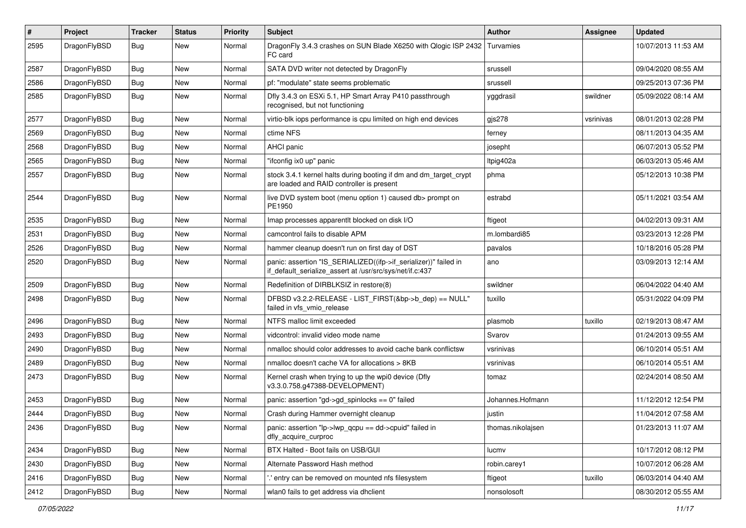| # | Project | Tracker | Status | Priority | Subject | Author | Assignee | Updated |
|---|---|---|---|---|---|---|---|---|
| 2595 | DragonFlyBSD | Bug | New | Normal | DragonFly 3.4.3 crashes on SUN Blade X6250 with Qlogic ISP 2432 FC card | Turvamies | | 10/07/2013 11:53 AM |
| 2587 | DragonFlyBSD | Bug | New | Normal | SATA DVD writer not detected by DragonFly | srussell | | 09/04/2020 08:55 AM |
| 2586 | DragonFlyBSD | Bug | New | Normal | pf: "modulate" state seems problematic | srussell | | 09/25/2013 07:36 PM |
| 2585 | DragonFlyBSD | Bug | New | Normal | Dfly 3.4.3 on ESXi 5.1, HP Smart Array P410 passthrough recognised, but not functioning | yggdrasil | swildner | 05/09/2022 08:14 AM |
| 2577 | DragonFlyBSD | Bug | New | Normal | virtio-blk iops performance is cpu limited on high end devices | gjs278 | vsrinivas | 08/01/2013 02:28 PM |
| 2569 | DragonFlyBSD | Bug | New | Normal | ctime NFS | ferney | | 08/11/2013 04:35 AM |
| 2568 | DragonFlyBSD | Bug | New | Normal | AHCI panic | josepht | | 06/07/2013 05:52 PM |
| 2565 | DragonFlyBSD | Bug | New | Normal | "ifconfig ix0 up" panic | ltpig402a | | 06/03/2013 05:46 AM |
| 2557 | DragonFlyBSD | Bug | New | Normal | stock 3.4.1 kernel halts during booting if dm and dm_target_crypt are loaded and RAID controller is present | phma | | 05/12/2013 10:38 PM |
| 2544 | DragonFlyBSD | Bug | New | Normal | live DVD system boot (menu option 1) caused db> prompt on PE1950 | estrabd | | 05/11/2021 03:54 AM |
| 2535 | DragonFlyBSD | Bug | New | Normal | Imap processes apparentlt blocked on disk I/O | ftigeot | | 04/02/2013 09:31 AM |
| 2531 | DragonFlyBSD | Bug | New | Normal | camcontrol fails to disable APM | m.lombardi85 | | 03/23/2013 12:28 PM |
| 2526 | DragonFlyBSD | Bug | New | Normal | hammer cleanup doesn't run on first day of DST | pavalos | | 10/18/2016 05:28 PM |
| 2520 | DragonFlyBSD | Bug | New | Normal | panic: assertion "IS_SERIALIZED((ifp->if_serializer))" failed in if_default_serialize_assert at /usr/src/sys/net/if.c:437 | ano | | 03/09/2013 12:14 AM |
| 2509 | DragonFlyBSD | Bug | New | Normal | Redefinition of DIRBLKSIZ in restore(8) | swildner | | 06/04/2022 04:40 AM |
| 2498 | DragonFlyBSD | Bug | New | Normal | DFBSD v3.2.2-RELEASE - LIST_FIRST(&bp->b_dep) == NULL" failed in vfs_vmio_release | tuxillo | | 05/31/2022 04:09 PM |
| 2496 | DragonFlyBSD | Bug | New | Normal | NTFS malloc limit exceeded | plasmob | tuxillo | 02/19/2013 08:47 AM |
| 2493 | DragonFlyBSD | Bug | New | Normal | vidcontrol: invalid video mode name | Svarov | | 01/24/2013 09:55 AM |
| 2490 | DragonFlyBSD | Bug | New | Normal | nmalloc should color addresses to avoid cache bank conflictsw | vsrinivas | | 06/10/2014 05:51 AM |
| 2489 | DragonFlyBSD | Bug | New | Normal | nmalloc doesn't cache VA for allocations > 8KB | vsrinivas | | 06/10/2014 05:51 AM |
| 2473 | DragonFlyBSD | Bug | New | Normal | Kernel crash when trying to up the wpi0 device (Dfly v3.3.0.758.g47388-DEVELOPMENT) | tomaz | | 02/24/2014 08:50 AM |
| 2453 | DragonFlyBSD | Bug | New | Normal | panic: assertion "gd->gd_spinlocks == 0" failed | Johannes.Hofmann | | 11/12/2012 12:54 PM |
| 2444 | DragonFlyBSD | Bug | New | Normal | Crash during Hammer overnight cleanup | justin | | 11/04/2012 07:58 AM |
| 2436 | DragonFlyBSD | Bug | New | Normal | panic: assertion "lp->lwp_qcpu == dd->cpuid" failed in dfly_acquire_curproc | thomas.nikolajsen | | 01/23/2013 11:07 AM |
| 2434 | DragonFlyBSD | Bug | New | Normal | BTX Halted - Boot fails on USB/GUI | lucmv | | 10/17/2012 08:12 PM |
| 2430 | DragonFlyBSD | Bug | New | Normal | Alternate Password Hash method | robin.carey1 | | 10/07/2012 06:28 AM |
| 2416 | DragonFlyBSD | Bug | New | Normal | '.' entry can be removed on mounted nfs filesystem | ftigeot | tuxillo | 06/03/2014 04:40 AM |
| 2412 | DragonFlyBSD | Bug | New | Normal | wlan0 fails to get address via dhclient | nonsolosoft | | 08/30/2012 05:55 AM |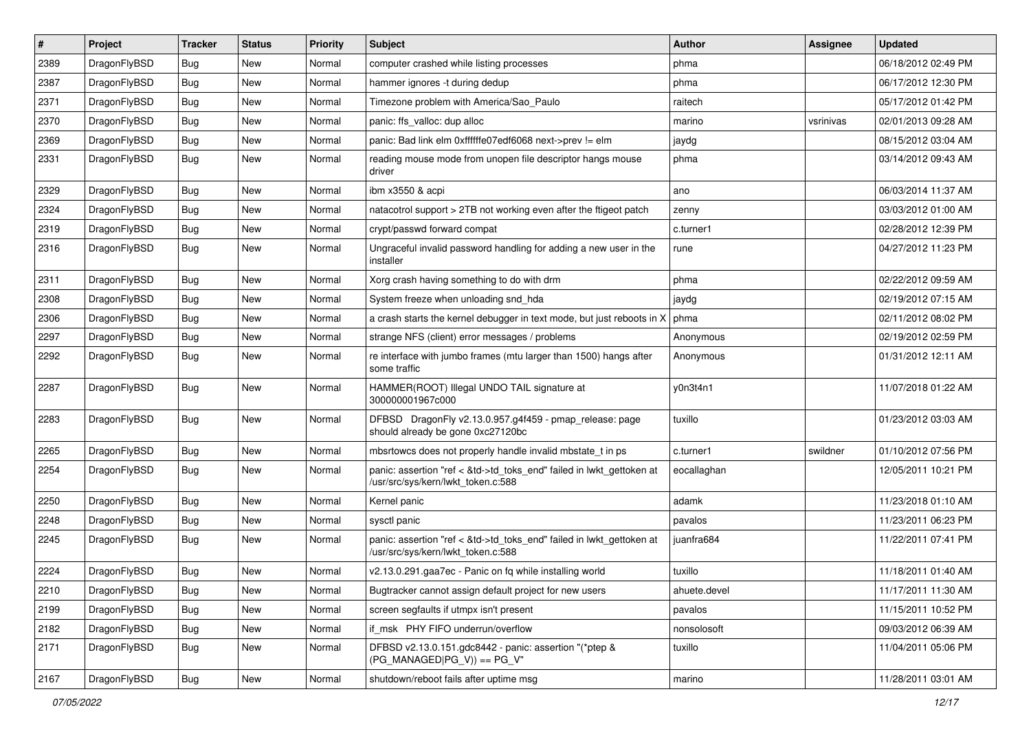| # | Project | Tracker | Status | Priority | Subject | Author | Assignee | Updated |
|---|---|---|---|---|---|---|---|---|
| 2389 | DragonFlyBSD | Bug | New | Normal | computer crashed while listing processes | phma | | 06/18/2012 02:49 PM |
| 2387 | DragonFlyBSD | Bug | New | Normal | hammer ignores -t during dedup | phma | | 06/17/2012 12:30 PM |
| 2371 | DragonFlyBSD | Bug | New | Normal | Timezone problem with America/Sao_Paulo | raitech | | 05/17/2012 01:42 PM |
| 2370 | DragonFlyBSD | Bug | New | Normal | panic: ffs_valloc: dup alloc | marino | vsrinivas | 02/01/2013 09:28 AM |
| 2369 | DragonFlyBSD | Bug | New | Normal | panic: Bad link elm 0xffffffe07edf6068 next->prev != elm | jaydg | | 08/15/2012 03:04 AM |
| 2331 | DragonFlyBSD | Bug | New | Normal | reading mouse mode from unopen file descriptor hangs mouse driver | phma | | 03/14/2012 09:43 AM |
| 2329 | DragonFlyBSD | Bug | New | Normal | ibm x3550 & acpi | ano | | 06/03/2014 11:37 AM |
| 2324 | DragonFlyBSD | Bug | New | Normal | natacotrol support > 2TB not working even after the ftigeot patch | zenny | | 03/03/2012 01:00 AM |
| 2319 | DragonFlyBSD | Bug | New | Normal | crypt/passwd forward compat | c.turner1 | | 02/28/2012 12:39 PM |
| 2316 | DragonFlyBSD | Bug | New | Normal | Ungraceful invalid password handling for adding a new user in the installer | rune | | 04/27/2012 11:23 PM |
| 2311 | DragonFlyBSD | Bug | New | Normal | Xorg crash having something to do with drm | phma | | 02/22/2012 09:59 AM |
| 2308 | DragonFlyBSD | Bug | New | Normal | System freeze when unloading snd_hda | jaydg | | 02/19/2012 07:15 AM |
| 2306 | DragonFlyBSD | Bug | New | Normal | a crash starts the kernel debugger in text mode, but just reboots in X | phma | | 02/11/2012 08:02 PM |
| 2297 | DragonFlyBSD | Bug | New | Normal | strange NFS (client) error messages / problems | Anonymous | | 02/19/2012 02:59 PM |
| 2292 | DragonFlyBSD | Bug | New | Normal | re interface with jumbo frames (mtu larger than 1500) hangs after some traffic | Anonymous | | 01/31/2012 12:11 AM |
| 2287 | DragonFlyBSD | Bug | New | Normal | HAMMER(ROOT) Illegal UNDO TAIL signature at 300000001967c000 | y0n3t4n1 | | 11/07/2018 01:22 AM |
| 2283 | DragonFlyBSD | Bug | New | Normal | DFBSD DragonFly v2.13.0.957.g4f459 - pmap_release: page should already be gone 0xc27120bc | tuxillo | | 01/23/2012 03:03 AM |
| 2265 | DragonFlyBSD | Bug | New | Normal | mbsrtowcs does not properly handle invalid mbstate_t in ps | c.turner1 | swildner | 01/10/2012 07:56 PM |
| 2254 | DragonFlyBSD | Bug | New | Normal | panic: assertion "ref < &td->td_toks_end" failed in lwkt_gettoken at /usr/src/sys/kern/lwkt_token.c:588 | eocallaghan | | 12/05/2011 10:21 PM |
| 2250 | DragonFlyBSD | Bug | New | Normal | Kernel panic | adamk | | 11/23/2018 01:10 AM |
| 2248 | DragonFlyBSD | Bug | New | Normal | sysctl panic | pavalos | | 11/23/2011 06:23 PM |
| 2245 | DragonFlyBSD | Bug | New | Normal | panic: assertion "ref < &td->td_toks_end" failed in lwkt_gettoken at /usr/src/sys/kern/lwkt_token.c:588 | juanfra684 | | 11/22/2011 07:41 PM |
| 2224 | DragonFlyBSD | Bug | New | Normal | v2.13.0.291.gaa7ec - Panic on fq while installing world | tuxillo | | 11/18/2011 01:40 AM |
| 2210 | DragonFlyBSD | Bug | New | Normal | Bugtracker cannot assign default project for new users | ahuete.devel | | 11/17/2011 11:30 AM |
| 2199 | DragonFlyBSD | Bug | New | Normal | screen segfaults if utmpx isn't present | pavalos | | 11/15/2011 10:52 PM |
| 2182 | DragonFlyBSD | Bug | New | Normal | if_msk PHY FIFO underrun/overflow | nonsolosoft | | 09/03/2012 06:39 AM |
| 2171 | DragonFlyBSD | Bug | New | Normal | DFBSD v2.13.0.151.gdc8442 - panic: assertion "(*ptep & (PG_MANAGED\|PG_V)) == PG_V" | tuxillo | | 11/04/2011 05:06 PM |
| 2167 | DragonFlyBSD | Bug | New | Normal | shutdown/reboot fails after uptime msg | marino | | 11/28/2011 03:01 AM |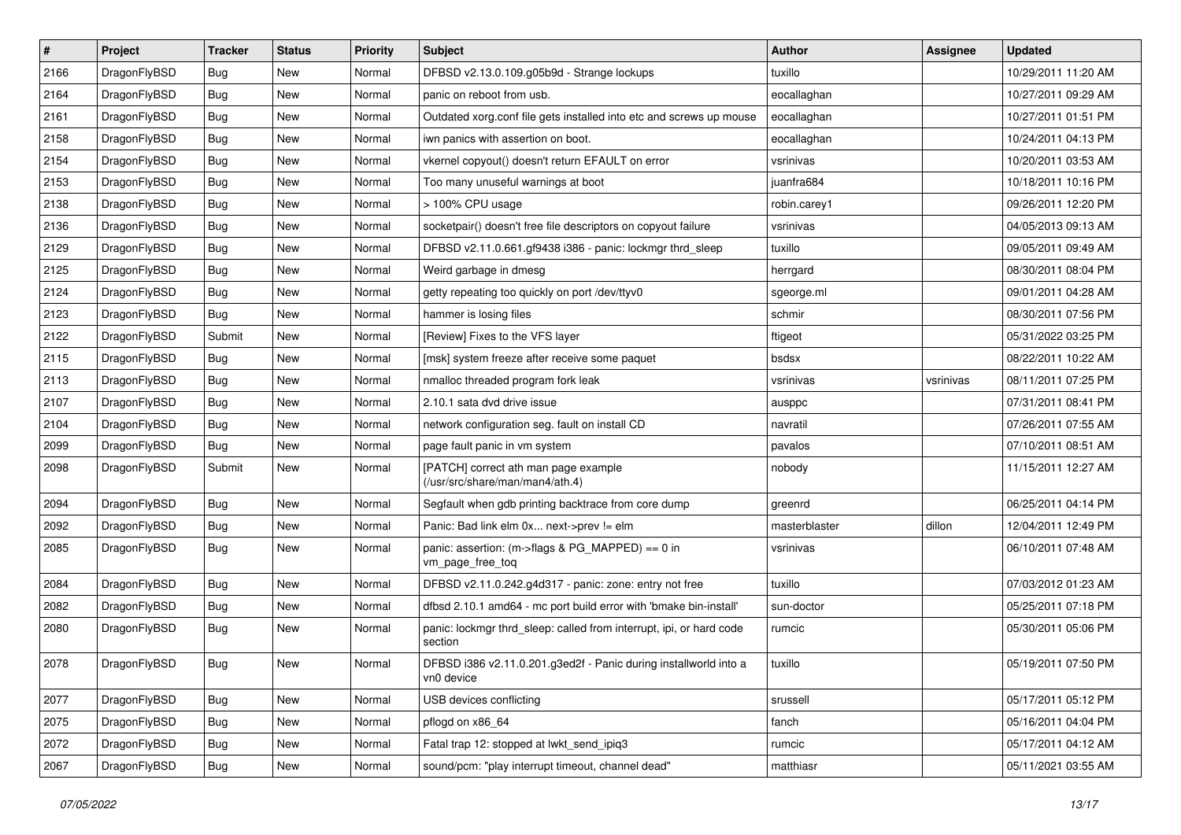| # | Project | Tracker | Status | Priority | Subject | Author | Assignee | Updated |
|---|---|---|---|---|---|---|---|---|
| 2166 | DragonFlyBSD | Bug | New | Normal | DFBSD v2.13.0.109.g05b9d - Strange lockups | tuxillo | | 10/29/2011 11:20 AM |
| 2164 | DragonFlyBSD | Bug | New | Normal | panic on reboot from usb. | eocallaghan | | 10/27/2011 09:29 AM |
| 2161 | DragonFlyBSD | Bug | New | Normal | Outdated xorg.conf file gets installed into etc and screws up mouse | eocallaghan | | 10/27/2011 01:51 PM |
| 2158 | DragonFlyBSD | Bug | New | Normal | iwn panics with assertion on boot. | eocallaghan | | 10/24/2011 04:13 PM |
| 2154 | DragonFlyBSD | Bug | New | Normal | vkernel copyout() doesn't return EFAULT on error | vsrinivas | | 10/20/2011 03:53 AM |
| 2153 | DragonFlyBSD | Bug | New | Normal | Too many unuseful warnings at boot | juanfra684 | | 10/18/2011 10:16 PM |
| 2138 | DragonFlyBSD | Bug | New | Normal | > 100% CPU usage | robin.carey1 | | 09/26/2011 12:20 PM |
| 2136 | DragonFlyBSD | Bug | New | Normal | socketpair() doesn't free file descriptors on copyout failure | vsrinivas | | 04/05/2013 09:13 AM |
| 2129 | DragonFlyBSD | Bug | New | Normal | DFBSD v2.11.0.661.gf9438 i386 - panic: lockmgr thrd_sleep | tuxillo | | 09/05/2011 09:49 AM |
| 2125 | DragonFlyBSD | Bug | New | Normal | Weird garbage in dmesg | herrgard | | 08/30/2011 08:04 PM |
| 2124 | DragonFlyBSD | Bug | New | Normal | getty repeating too quickly on port /dev/ttyv0 | sgeorge.ml | | 09/01/2011 04:28 AM |
| 2123 | DragonFlyBSD | Bug | New | Normal | hammer is losing files | schmir | | 08/30/2011 07:56 PM |
| 2122 | DragonFlyBSD | Submit | New | Normal | [Review] Fixes to the VFS layer | ftigeot | | 05/31/2022 03:25 PM |
| 2115 | DragonFlyBSD | Bug | New | Normal | [msk] system freeze after receive some paquet | bsdsx | | 08/22/2011 10:22 AM |
| 2113 | DragonFlyBSD | Bug | New | Normal | nmalloc threaded program fork leak | vsrinivas | vsrinivas | 08/11/2011 07:25 PM |
| 2107 | DragonFlyBSD | Bug | New | Normal | 2.10.1 sata dvd drive issue | ausppc | | 07/31/2011 08:41 PM |
| 2104 | DragonFlyBSD | Bug | New | Normal | network configuration seg. fault on install CD | navratil | | 07/26/2011 07:55 AM |
| 2099 | DragonFlyBSD | Bug | New | Normal | page fault panic in vm system | pavalos | | 07/10/2011 08:51 AM |
| 2098 | DragonFlyBSD | Submit | New | Normal | [PATCH] correct ath man page example (/usr/src/share/man/man4/ath.4) | nobody | | 11/15/2011 12:27 AM |
| 2094 | DragonFlyBSD | Bug | New | Normal | Segfault when gdb printing backtrace from core dump | greenrd | | 06/25/2011 04:14 PM |
| 2092 | DragonFlyBSD | Bug | New | Normal | Panic: Bad link elm 0x... next->prev != elm | masterblaster | dillon | 12/04/2011 12:49 PM |
| 2085 | DragonFlyBSD | Bug | New | Normal | panic: assertion: (m->flags & PG_MAPPED) == 0 in vm_page_free_toq | vsrinivas | | 06/10/2011 07:48 AM |
| 2084 | DragonFlyBSD | Bug | New | Normal | DFBSD v2.11.0.242.g4d317 - panic: zone: entry not free | tuxillo | | 07/03/2012 01:23 AM |
| 2082 | DragonFlyBSD | Bug | New | Normal | dfbsd 2.10.1 amd64 - mc port build error with 'bmake bin-install' | sun-doctor | | 05/25/2011 07:18 PM |
| 2080 | DragonFlyBSD | Bug | New | Normal | panic: lockmgr thrd_sleep: called from interrupt, ipi, or hard code section | rumcic | | 05/30/2011 05:06 PM |
| 2078 | DragonFlyBSD | Bug | New | Normal | DFBSD i386 v2.11.0.201.g3ed2f - Panic during installworld into a vn0 device | tuxillo | | 05/19/2011 07:50 PM |
| 2077 | DragonFlyBSD | Bug | New | Normal | USB devices conflicting | srussell | | 05/17/2011 05:12 PM |
| 2075 | DragonFlyBSD | Bug | New | Normal | pflogd on x86_64 | fanch | | 05/16/2011 04:04 PM |
| 2072 | DragonFlyBSD | Bug | New | Normal | Fatal trap 12: stopped at lwkt_send_ipiq3 | rumcic | | 05/17/2011 04:12 AM |
| 2067 | DragonFlyBSD | Bug | New | Normal | sound/pcm: "play interrupt timeout, channel dead" | matthiasr | | 05/11/2021 03:55 AM |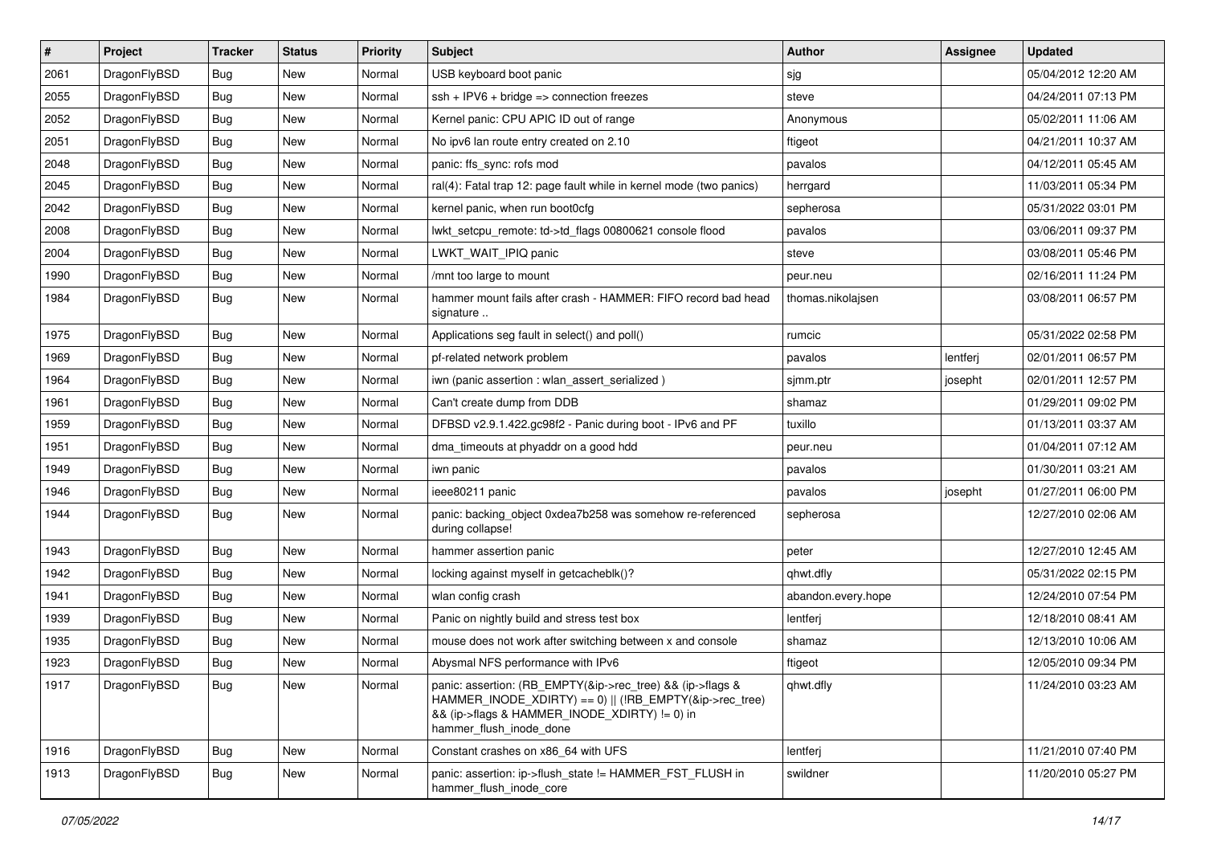| # | Project | Tracker | Status | Priority | Subject | Author | Assignee | Updated |
|---|---|---|---|---|---|---|---|---|
| 2061 | DragonFlyBSD | Bug | New | Normal | USB keyboard boot panic | sjg | | 05/04/2012 12:20 AM |
| 2055 | DragonFlyBSD | Bug | New | Normal | ssh + IPV6 + bridge => connection freezes | steve | | 04/24/2011 07:13 PM |
| 2052 | DragonFlyBSD | Bug | New | Normal | Kernel panic: CPU APIC ID out of range | Anonymous | | 05/02/2011 11:06 AM |
| 2051 | DragonFlyBSD | Bug | New | Normal | No ipv6 lan route entry created on 2.10 | ftigeot | | 04/21/2011 10:37 AM |
| 2048 | DragonFlyBSD | Bug | New | Normal | panic: ffs_sync: rofs mod | pavalos | | 04/12/2011 05:45 AM |
| 2045 | DragonFlyBSD | Bug | New | Normal | ral(4): Fatal trap 12: page fault while in kernel mode (two panics) | herrgard | | 11/03/2011 05:34 PM |
| 2042 | DragonFlyBSD | Bug | New | Normal | kernel panic, when run boot0cfg | sepherosa | | 05/31/2022 03:01 PM |
| 2008 | DragonFlyBSD | Bug | New | Normal | lwkt_setcpu_remote: td->td_flags 00800621 console flood | pavalos | | 03/06/2011 09:37 PM |
| 2004 | DragonFlyBSD | Bug | New | Normal | LWKT_WAIT_IPIQ panic | steve | | 03/08/2011 05:46 PM |
| 1990 | DragonFlyBSD | Bug | New | Normal | /mnt too large to mount | peur.neu | | 02/16/2011 11:24 PM |
| 1984 | DragonFlyBSD | Bug | New | Normal | hammer mount fails after crash - HAMMER: FIFO record bad head signature .. | thomas.nikolajsen | | 03/08/2011 06:57 PM |
| 1975 | DragonFlyBSD | Bug | New | Normal | Applications seg fault in select() and poll() | rumcic | | 05/31/2022 02:58 PM |
| 1969 | DragonFlyBSD | Bug | New | Normal | pf-related network problem | pavalos | lentferj | 02/01/2011 06:57 PM |
| 1964 | DragonFlyBSD | Bug | New | Normal | iwn (panic assertion : wlan_assert_serialized ) | sjmm.ptr | josepht | 02/01/2011 12:57 PM |
| 1961 | DragonFlyBSD | Bug | New | Normal | Can't create dump from DDB | shamaz | | 01/29/2011 09:02 PM |
| 1959 | DragonFlyBSD | Bug | New | Normal | DFBSD v2.9.1.422.gc98f2 - Panic during boot - IPv6 and PF | tuxillo | | 01/13/2011 03:37 AM |
| 1951 | DragonFlyBSD | Bug | New | Normal | dma_timeouts at phyaddr on a good hdd | peur.neu | | 01/04/2011 07:12 AM |
| 1949 | DragonFlyBSD | Bug | New | Normal | iwn panic | pavalos | | 01/30/2011 03:21 AM |
| 1946 | DragonFlyBSD | Bug | New | Normal | ieee80211 panic | pavalos | josepht | 01/27/2011 06:00 PM |
| 1944 | DragonFlyBSD | Bug | New | Normal | panic: backing_object 0xdea7b258 was somehow re-referenced during collapse! | sepherosa | | 12/27/2010 02:06 AM |
| 1943 | DragonFlyBSD | Bug | New | Normal | hammer assertion panic | peter | | 12/27/2010 12:45 AM |
| 1942 | DragonFlyBSD | Bug | New | Normal | locking against myself in getcacheblk()? | qhwt.dfly | | 05/31/2022 02:15 PM |
| 1941 | DragonFlyBSD | Bug | New | Normal | wlan config crash | abandon.every.hope | | 12/24/2010 07:54 PM |
| 1939 | DragonFlyBSD | Bug | New | Normal | Panic on nightly build and stress test box | lentferj | | 12/18/2010 08:41 AM |
| 1935 | DragonFlyBSD | Bug | New | Normal | mouse does not work after switching between x and console | shamaz | | 12/13/2010 10:06 AM |
| 1923 | DragonFlyBSD | Bug | New | Normal | Abysmal NFS performance with IPv6 | ftigeot | | 12/05/2010 09:34 PM |
| 1917 | DragonFlyBSD | Bug | New | Normal | panic: assertion: (RB_EMPTY(&ip->rec_tree) && (ip->flags & HAMMER_INODE_XDIRTY) == 0) \|\| (!RB_EMPTY(&ip->rec_tree) && (ip->flags & HAMMER_INODE_XDIRTY) != 0) in hammer_flush_inode_done | qhwt.dfly | | 11/24/2010 03:23 AM |
| 1916 | DragonFlyBSD | Bug | New | Normal | Constant crashes on x86_64 with UFS | lentferj | | 11/21/2010 07:40 PM |
| 1913 | DragonFlyBSD | Bug | New | Normal | panic: assertion: ip->flush_state != HAMMER_FST_FLUSH in hammer_flush_inode_core | swildner | | 11/20/2010 05:27 PM |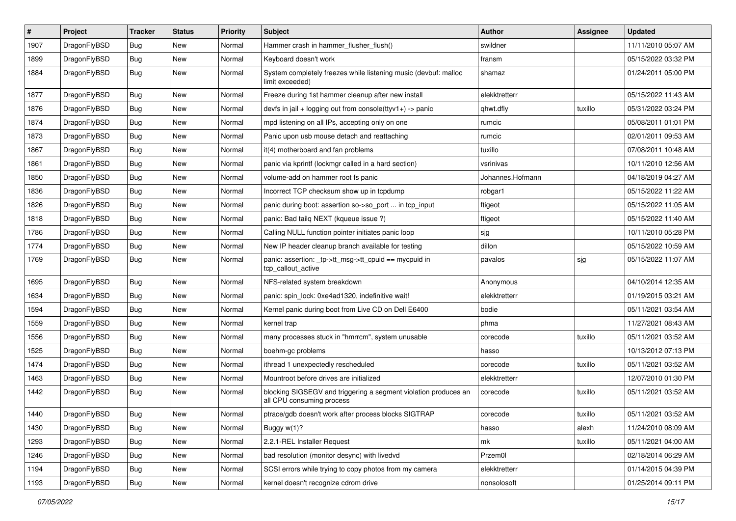| # | Project | Tracker | Status | Priority | Subject | Author | Assignee | Updated |
|---|---|---|---|---|---|---|---|---|
| 1907 | DragonFlyBSD | Bug | New | Normal | Hammer crash in hammer_flusher_flush() | swildner | | 11/11/2010 05:07 AM |
| 1899 | DragonFlyBSD | Bug | New | Normal | Keyboard doesn't work | fransm | | 05/15/2022 03:32 PM |
| 1884 | DragonFlyBSD | Bug | New | Normal | System completely freezes while listening music (devbuf: malloc limit exceeded) | shamaz | | 01/24/2011 05:00 PM |
| 1877 | DragonFlyBSD | Bug | New | Normal | Freeze during 1st hammer cleanup after new install | elekktretterr | | 05/15/2022 11:43 AM |
| 1876 | DragonFlyBSD | Bug | New | Normal | devfs in jail + logging out from console(ttyv1+) -> panic | qhwt.dfly | tuxillo | 05/31/2022 03:24 PM |
| 1874 | DragonFlyBSD | Bug | New | Normal | mpd listening on all IPs, accepting only on one | rumcic | | 05/08/2011 01:01 PM |
| 1873 | DragonFlyBSD | Bug | New | Normal | Panic upon usb mouse detach and reattaching | rumcic | | 02/01/2011 09:53 AM |
| 1867 | DragonFlyBSD | Bug | New | Normal | it(4) motherboard and fan problems | tuxillo | | 07/08/2011 10:48 AM |
| 1861 | DragonFlyBSD | Bug | New | Normal | panic via kprintf (lockmgr called in a hard section) | vsrinivas | | 10/11/2010 12:56 AM |
| 1850 | DragonFlyBSD | Bug | New | Normal | volume-add on hammer root fs panic | Johannes.Hofmann | | 04/18/2019 04:27 AM |
| 1836 | DragonFlyBSD | Bug | New | Normal | Incorrect TCP checksum show up in tcpdump | robgar1 | | 05/15/2022 11:22 AM |
| 1826 | DragonFlyBSD | Bug | New | Normal | panic during boot: assertion so->so_port ... in tcp_input | ftigeot | | 05/15/2022 11:05 AM |
| 1818 | DragonFlyBSD | Bug | New | Normal | panic: Bad tailq NEXT (kqueue issue ?) | ftigeot | | 05/15/2022 11:40 AM |
| 1786 | DragonFlyBSD | Bug | New | Normal | Calling NULL function pointer initiates panic loop | sjg | | 10/11/2010 05:28 PM |
| 1774 | DragonFlyBSD | Bug | New | Normal | New IP header cleanup branch available for testing | dillon | | 05/15/2022 10:59 AM |
| 1769 | DragonFlyBSD | Bug | New | Normal | panic: assertion: _tp->tt_msg->tt_cpuid == mycpuid in tcp_callout_active | pavalos | sjg | 05/15/2022 11:07 AM |
| 1695 | DragonFlyBSD | Bug | New | Normal | NFS-related system breakdown | Anonymous | | 04/10/2014 12:35 AM |
| 1634 | DragonFlyBSD | Bug | New | Normal | panic: spin_lock: 0xe4ad1320, indefinitive wait! | elekktretterr | | 01/19/2015 03:21 AM |
| 1594 | DragonFlyBSD | Bug | New | Normal | Kernel panic during boot from Live CD on Dell E6400 | bodie | | 05/11/2021 03:54 AM |
| 1559 | DragonFlyBSD | Bug | New | Normal | kernel trap | phma | | 11/27/2021 08:43 AM |
| 1556 | DragonFlyBSD | Bug | New | Normal | many processes stuck in "hmrrcm", system unusable | corecode | tuxillo | 05/11/2021 03:52 AM |
| 1525 | DragonFlyBSD | Bug | New | Normal | boehm-gc problems | hasso | | 10/13/2012 07:13 PM |
| 1474 | DragonFlyBSD | Bug | New | Normal | ithread 1 unexpectedly rescheduled | corecode | tuxillo | 05/11/2021 03:52 AM |
| 1463 | DragonFlyBSD | Bug | New | Normal | Mountroot before drives are initialized | elekktretterr | | 12/07/2010 01:30 PM |
| 1442 | DragonFlyBSD | Bug | New | Normal | blocking SIGSEGV and triggering a segment violation produces an all CPU consuming process | corecode | tuxillo | 05/11/2021 03:52 AM |
| 1440 | DragonFlyBSD | Bug | New | Normal | ptrace/gdb doesn't work after process blocks SIGTRAP | corecode | tuxillo | 05/11/2021 03:52 AM |
| 1430 | DragonFlyBSD | Bug | New | Normal | Buggy w(1)? | hasso | alexh | 11/24/2010 08:09 AM |
| 1293 | DragonFlyBSD | Bug | New | Normal | 2.2.1-REL Installer Request | mk | tuxillo | 05/11/2021 04:00 AM |
| 1246 | DragonFlyBSD | Bug | New | Normal | bad resolution (monitor desync) with livedvd | Przem0l | | 02/18/2014 06:29 AM |
| 1194 | DragonFlyBSD | Bug | New | Normal | SCSI errors while trying to copy photos from my camera | elekktretterr | | 01/14/2015 04:39 PM |
| 1193 | DragonFlyBSD | Bug | New | Normal | kernel doesn't recognize cdrom drive | nonsolosoft | | 01/25/2014 09:11 PM |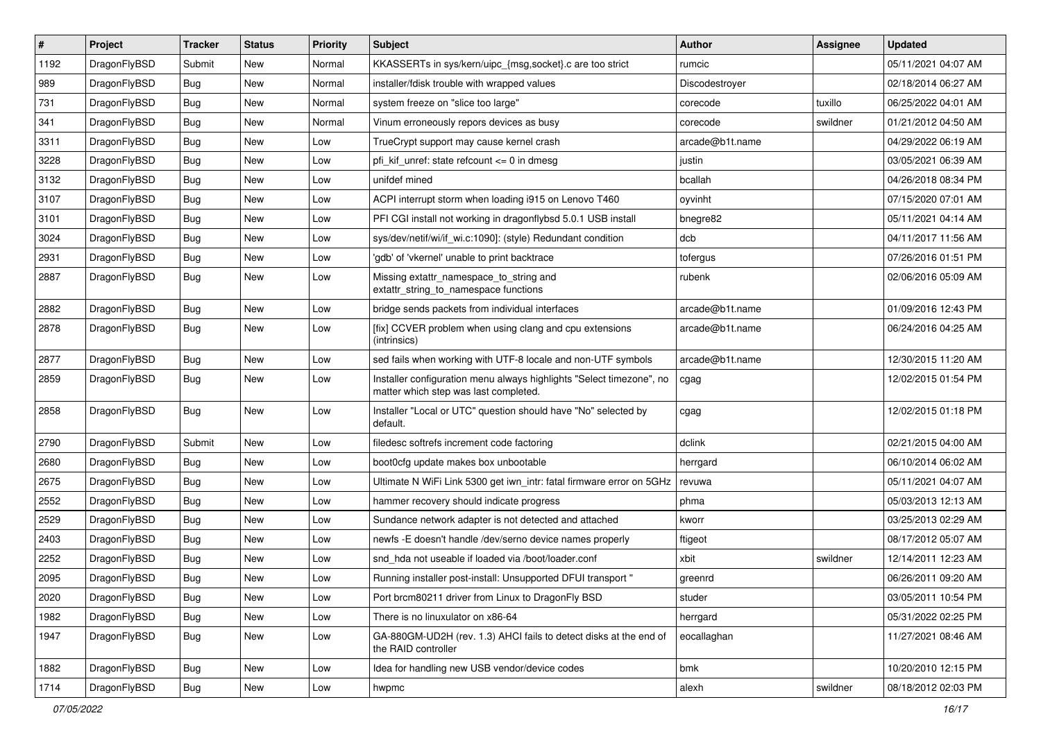| # | Project | Tracker | Status | Priority | Subject | Author | Assignee | Updated |
|---|---|---|---|---|---|---|---|---|
| 1192 | DragonFlyBSD | Submit | New | Normal | KKASSERTs in sys/kern/uipc_{msg,socket}.c are too strict | rumcic | | 05/11/2021 04:07 AM |
| 989 | DragonFlyBSD | Bug | New | Normal | installer/fdisk trouble with wrapped values | Discodestroyer | | 02/18/2014 06:27 AM |
| 731 | DragonFlyBSD | Bug | New | Normal | system freeze on "slice too large" | corecode | tuxillo | 06/25/2022 04:01 AM |
| 341 | DragonFlyBSD | Bug | New | Normal | Vinum erroneously repors devices as busy | corecode | swildner | 01/21/2012 04:50 AM |
| 3311 | DragonFlyBSD | Bug | New | Low | TrueCrypt support may cause kernel crash | arcade@b1t.name | | 04/29/2022 06:19 AM |
| 3228 | DragonFlyBSD | Bug | New | Low | pfi_kif_unref: state refcount <= 0 in dmesg | justin | | 03/05/2021 06:39 AM |
| 3132 | DragonFlyBSD | Bug | New | Low | unifdef mined | bcallah | | 04/26/2018 08:34 PM |
| 3107 | DragonFlyBSD | Bug | New | Low | ACPI interrupt storm when loading i915 on Lenovo T460 | oyvinht | | 07/15/2020 07:01 AM |
| 3101 | DragonFlyBSD | Bug | New | Low | PFI CGI install not working in dragonflybsd 5.0.1 USB install | bnegre82 | | 05/11/2021 04:14 AM |
| 3024 | DragonFlyBSD | Bug | New | Low | sys/dev/netif/wi/if_wi.c:1090]: (style) Redundant condition | dcb | | 04/11/2017 11:56 AM |
| 2931 | DragonFlyBSD | Bug | New | Low | 'gdb' of 'vkernel' unable to print backtrace | tofergus | | 07/26/2016 01:51 PM |
| 2887 | DragonFlyBSD | Bug | New | Low | Missing extattr_namespace_to_string and extattr_string_to_namespace functions | rubenk | | 02/06/2016 05:09 AM |
| 2882 | DragonFlyBSD | Bug | New | Low | bridge sends packets from individual interfaces | arcade@b1t.name | | 01/09/2016 12:43 PM |
| 2878 | DragonFlyBSD | Bug | New | Low | [fix] CCVER problem when using clang and cpu extensions (intrinsics) | arcade@b1t.name | | 06/24/2016 04:25 AM |
| 2877 | DragonFlyBSD | Bug | New | Low | sed fails when working with UTF-8 locale and non-UTF symbols | arcade@b1t.name | | 12/30/2015 11:20 AM |
| 2859 | DragonFlyBSD | Bug | New | Low | Installer configuration menu always highlights "Select timezone", no matter which step was last completed. | cgag | | 12/02/2015 01:54 PM |
| 2858 | DragonFlyBSD | Bug | New | Low | Installer "Local or UTC" question should have "No" selected by default. | cgag | | 12/02/2015 01:18 PM |
| 2790 | DragonFlyBSD | Submit | New | Low | filedesc softrefs increment code factoring | dclink | | 02/21/2015 04:00 AM |
| 2680 | DragonFlyBSD | Bug | New | Low | boot0cfg update makes box unbootable | herrgard | | 06/10/2014 06:02 AM |
| 2675 | DragonFlyBSD | Bug | New | Low | Ultimate N WiFi Link 5300 get iwn_intr: fatal firmware error on 5GHz | revuwa | | 05/11/2021 04:07 AM |
| 2552 | DragonFlyBSD | Bug | New | Low | hammer recovery should indicate progress | phma | | 05/03/2013 12:13 AM |
| 2529 | DragonFlyBSD | Bug | New | Low | Sundance network adapter is not detected and attached | kworr | | 03/25/2013 02:29 AM |
| 2403 | DragonFlyBSD | Bug | New | Low | newfs -E doesn't handle /dev/serno device names properly | ftigeot | | 08/17/2012 05:07 AM |
| 2252 | DragonFlyBSD | Bug | New | Low | snd_hda not useable if loaded via /boot/loader.conf | xbit | swildner | 12/14/2011 12:23 AM |
| 2095 | DragonFlyBSD | Bug | New | Low | Running installer post-install: Unsupported DFUI transport " | greenrd | | 06/26/2011 09:20 AM |
| 2020 | DragonFlyBSD | Bug | New | Low | Port brcm80211 driver from Linux to DragonFly BSD | studer | | 03/05/2011 10:54 PM |
| 1982 | DragonFlyBSD | Bug | New | Low | There is no linuxulator on x86-64 | herrgard | | 05/31/2022 02:25 PM |
| 1947 | DragonFlyBSD | Bug | New | Low | GA-880GM-UD2H (rev. 1.3) AHCI fails to detect disks at the end of the RAID controller | eocallaghan | | 11/27/2021 08:46 AM |
| 1882 | DragonFlyBSD | Bug | New | Low | Idea for handling new USB vendor/device codes | bmk | | 10/20/2010 12:15 PM |
| 1714 | DragonFlyBSD | Bug | New | Low | hwpmc | alexh | swildner | 08/18/2012 02:03 PM |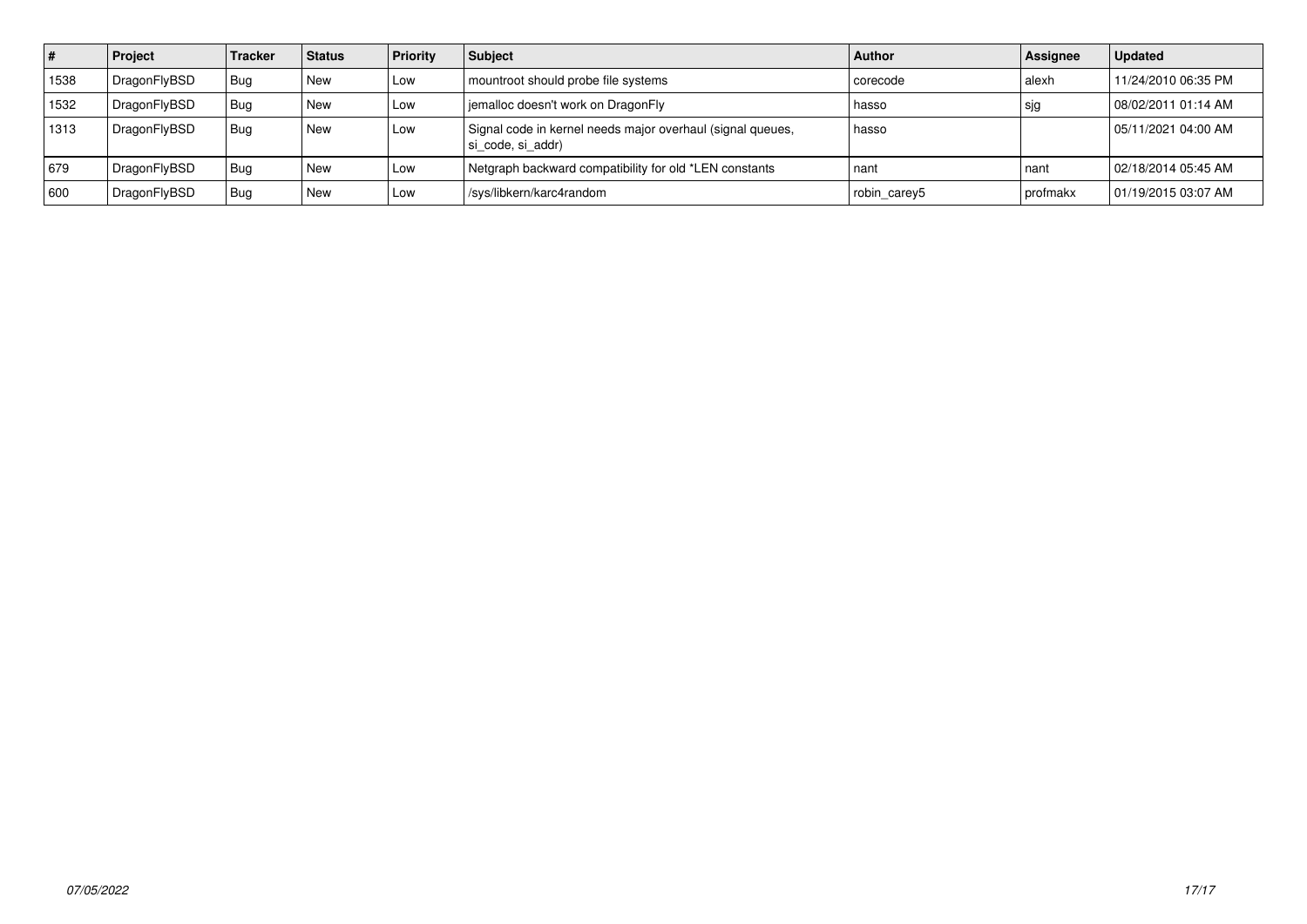| # | Project | Tracker | Status | Priority | Subject | Author | Assignee | Updated |
|---|---|---|---|---|---|---|---|---|
| 1538 | DragonFlyBSD | Bug | New | Low | mountroot should probe file systems | corecode | alexh | 11/24/2010 06:35 PM |
| 1532 | DragonFlyBSD | Bug | New | Low | jemalloc doesn't work on DragonFly | hasso | sjg | 08/02/2011 01:14 AM |
| 1313 | DragonFlyBSD | Bug | New | Low | Signal code in kernel needs major overhaul (signal queues, si_code, si_addr) | hasso | | 05/11/2021 04:00 AM |
| 679 | DragonFlyBSD | Bug | New | Low | Netgraph backward compatibility for old *LEN constants | nant | nant | 02/18/2014 05:45 AM |
| 600 | DragonFlyBSD | Bug | New | Low | /sys/libkern/karc4random | robin_carey5 | profmakx | 01/19/2015 03:07 AM |